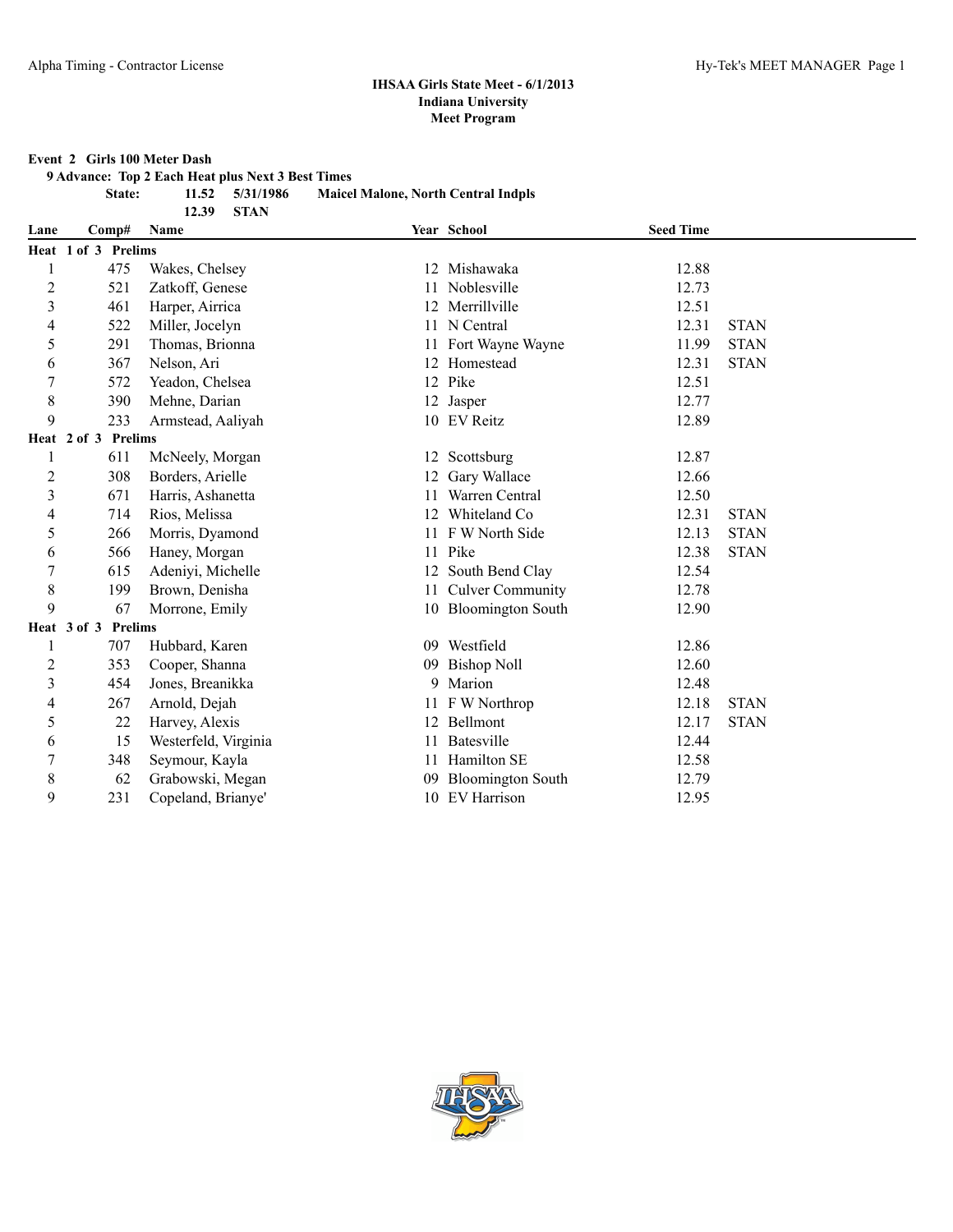# IHSAA Girls State Meet - 6/1/2013
## Indiana University
## Meet Program

**Event 2 Girls 100 Meter Dash**

**9 Advance: Top 2 Each Heat plus Next 3 Best Times**

**State: 11.52 5/31/1986 Maicel Malone, North Central Indpls**

**12.39 STAN**

| Lane | Comp# | Name | Year | School | Seed Time | |
|---|---|---|---|---|---|---|
| **Heat 1 of 3 Prelims** | | | | | | |
| 1 | 475 | Wakes, Chelsey | 12 | Mishawaka | 12.88 | |
| 2 | 521 | Zatkoff, Genese | 11 | Noblesville | 12.73 | |
| 3 | 461 | Harper, Airrica | 12 | Merrillville | 12.51 | |
| 4 | 522 | Miller, Jocelyn | 11 | N Central | 12.31 | STAN |
| 5 | 291 | Thomas, Brionna | 11 | Fort Wayne Wayne | 11.99 | STAN |
| 6 | 367 | Nelson, Ari | 12 | Homestead | 12.31 | STAN |
| 7 | 572 | Yeadon, Chelsea | 12 | Pike | 12.51 | |
| 8 | 390 | Mehne, Darian | 12 | Jasper | 12.77 | |
| 9 | 233 | Armstead, Aaliyah | 10 | EV Reitz | 12.89 | |
| **Heat 2 of 3 Prelims** | | | | | | |
| 1 | 611 | McNeely, Morgan | 12 | Scottsburg | 12.87 | |
| 2 | 308 | Borders, Arielle | 12 | Gary Wallace | 12.66 | |
| 3 | 671 | Harris, Ashanetta | 11 | Warren Central | 12.50 | |
| 4 | 714 | Rios, Melissa | 12 | Whiteland Co | 12.31 | STAN |
| 5 | 266 | Morris, Dyamond | 11 | F W North Side | 12.13 | STAN |
| 6 | 566 | Haney, Morgan | 11 | Pike | 12.38 | STAN |
| 7 | 615 | Adeniyi, Michelle | 12 | South Bend Clay | 12.54 | |
| 8 | 199 | Brown, Denisha | 11 | Culver Community | 12.78 | |
| 9 | 67 | Morrone, Emily | 10 | Bloomington South | 12.90 | |
| **Heat 3 of 3 Prelims** | | | | | | |
| 1 | 707 | Hubbard, Karen | 09 | Westfield | 12.86 | |
| 2 | 353 | Cooper, Shanna | 09 | Bishop Noll | 12.60 | |
| 3 | 454 | Jones, Breanikka | 9 | Marion | 12.48 | |
| 4 | 267 | Arnold, Dejah | 11 | F W Northrop | 12.18 | STAN |
| 5 | 22 | Harvey, Alexis | 12 | Bellmont | 12.17 | STAN |
| 6 | 15 | Westerfeld, Virginia | 11 | Batesville | 12.44 | |
| 7 | 348 | Seymour, Kayla | 11 | Hamilton SE | 12.58 | |
| 8 | 62 | Grabowski, Megan | 09 | Bloomington South | 12.79 | |
| 9 | 231 | Copeland, Brianye' | 10 | EV Harrison | 12.95 | |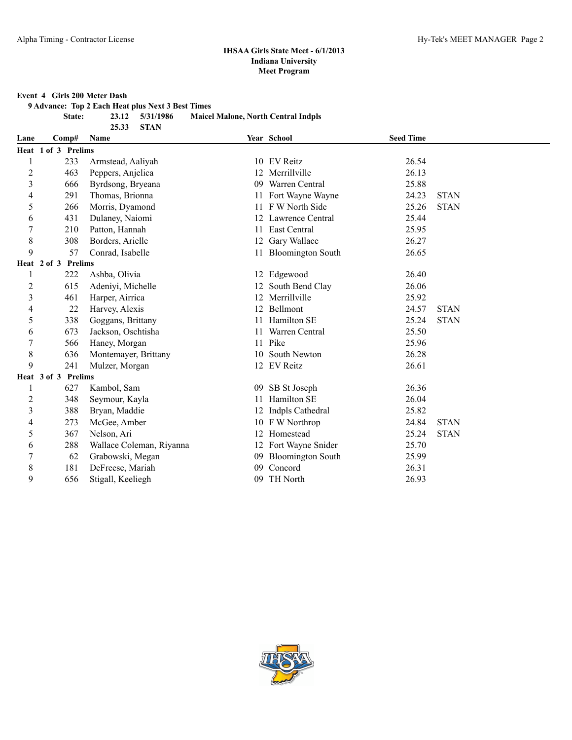**IHSAA Girls State Meet - 6/1/2013**
**Indiana University**
**Meet Program**

**Event 4 Girls 200 Meter Dash**

**9 Advance: Top 2 Each Heat plus Next 3 Best Times**

| | | | |
|---|---|---|---|
| **State:** | **23.12** | **5/31/1986** | **Maicel Malone, North Central Indpls** |
| | **25.33** | **STAN** | |

| Lane | Comp# | Name | Year | School | Seed Time | |
|---|---|---|---|---|---|---|
| **Heat 1 of 3 Prelims** | | | | | | |
| 1 | 233 | Armstead, Aaliyah | 10 | EV Reitz | 26.54 | |
| 2 | 463 | Peppers, Anjelica | 12 | Merrillville | 26.13 | |
| 3 | 666 | Byrdsong, Bryeana | 09 | Warren Central | 25.88 | |
| 4 | 291 | Thomas, Brionna | 11 | Fort Wayne Wayne | 24.23 | STAN |
| 5 | 266 | Morris, Dyamond | 11 | F W North Side | 25.26 | STAN |
| 6 | 431 | Dulaney, Naiomi | 12 | Lawrence Central | 25.44 | |
| 7 | 210 | Patton, Hannah | 11 | East Central | 25.95 | |
| 8 | 308 | Borders, Arielle | 12 | Gary Wallace | 26.27 | |
| 9 | 57 | Conrad, Isabelle | 11 | Bloomington South | 26.65 | |
| **Heat 2 of 3 Prelims** | | | | | | |
| 1 | 222 | Ashba, Olivia | 12 | Edgewood | 26.40 | |
| 2 | 615 | Adeniyi, Michelle | 12 | South Bend Clay | 26.06 | |
| 3 | 461 | Harper, Airrica | 12 | Merrillville | 25.92 | |
| 4 | 22 | Harvey, Alexis | 12 | Bellmont | 24.57 | STAN |
| 5 | 338 | Goggans, Brittany | 11 | Hamilton SE | 25.24 | STAN |
| 6 | 673 | Jackson, Oschtisha | 11 | Warren Central | 25.50 | |
| 7 | 566 | Haney, Morgan | 11 | Pike | 25.96 | |
| 8 | 636 | Montemayer, Brittany | 10 | South Newton | 26.28 | |
| 9 | 241 | Mulzer, Morgan | 12 | EV Reitz | 26.61 | |
| **Heat 3 of 3 Prelims** | | | | | | |
| 1 | 627 | Kambol, Sam | 09 | SB St Joseph | 26.36 | |
| 2 | 348 | Seymour, Kayla | 11 | Hamilton SE | 26.04 | |
| 3 | 388 | Bryan, Maddie | 12 | Indpls Cathedral | 25.82 | |
| 4 | 273 | McGee, Amber | 10 | F W Northrop | 24.84 | STAN |
| 5 | 367 | Nelson, Ari | 12 | Homestead | 25.24 | STAN |
| 6 | 288 | Wallace Coleman, Riyanna | 12 | Fort Wayne Snider | 25.70 | |
| 7 | 62 | Grabowski, Megan | 09 | Bloomington South | 25.99 | |
| 8 | 181 | DeFreese, Mariah | 09 | Concord | 26.31 | |
| 9 | 656 | Stigall, Keeliegh | 09 | TH North | 26.93 | |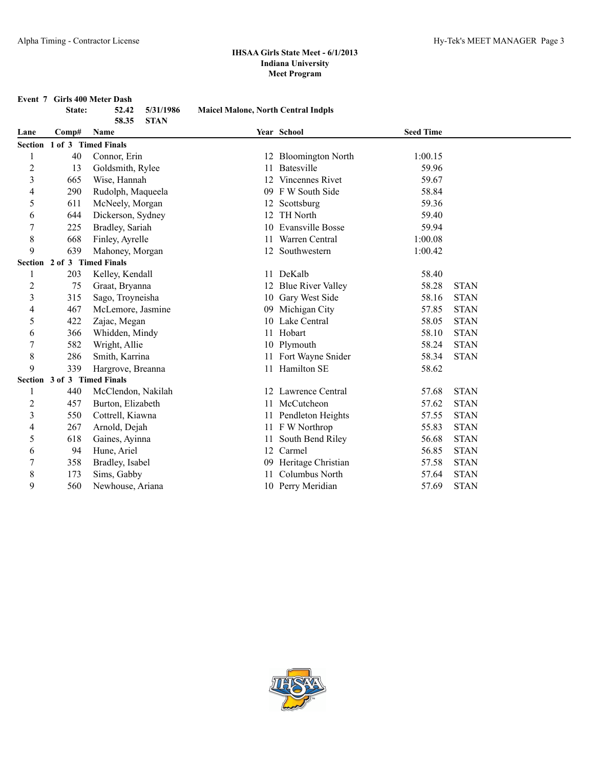## IHSAA Girls State Meet - 6/1/2013
### Indiana University
### Meet Program

**Event 7 Girls 400 Meter Dash**

| | | | | |
|---|---|---|---|---|
| State: | 52.42 | 5/31/1986 | Maicel Malone, North Central Indpls | |
| | 58.35 | STAN | | |

| Lane | Comp# | Name | Year | School | Seed Time | |
|---|---|---|---|---|---|---|
| **Section 1 of 3 Timed Finals** | | | | | | |
| 1 | 40 | Connor, Erin | 12 | Bloomington North | 1:00.15 | |
| 2 | 13 | Goldsmith, Rylee | 11 | Batesville | 59.96 | |
| 3 | 665 | Wise, Hannah | 12 | Vincennes Rivet | 59.67 | |
| 4 | 290 | Rudolph, Maqueela | 09 | F W South Side | 58.84 | |
| 5 | 611 | McNeely, Morgan | 12 | Scottsburg | 59.36 | |
| 6 | 644 | Dickerson, Sydney | 12 | TH North | 59.40 | |
| 7 | 225 | Bradley, Sariah | 10 | Evansville Bosse | 59.94 | |
| 8 | 668 | Finley, Ayrelle | 11 | Warren Central | 1:00.08 | |
| 9 | 639 | Mahoney, Morgan | 12 | Southwestern | 1:00.42 | |
| **Section 2 of 3 Timed Finals** | | | | | | |
| 1 | 203 | Kelley, Kendall | 11 | DeKalb | 58.40 | |
| 2 | 75 | Graat, Bryanna | 12 | Blue River Valley | 58.28 | STAN |
| 3 | 315 | Sago, Troyneisha | 10 | Gary West Side | 58.16 | STAN |
| 4 | 467 | McLemore, Jasmine | 09 | Michigan City | 57.85 | STAN |
| 5 | 422 | Zajac, Megan | 10 | Lake Central | 58.05 | STAN |
| 6 | 366 | Whidden, Mindy | 11 | Hobart | 58.10 | STAN |
| 7 | 582 | Wright, Allie | 10 | Plymouth | 58.24 | STAN |
| 8 | 286 | Smith, Karrina | 11 | Fort Wayne Snider | 58.34 | STAN |
| 9 | 339 | Hargrove, Breanna | 11 | Hamilton SE | 58.62 | |
| **Section 3 of 3 Timed Finals** | | | | | | |
| 1 | 440 | McClendon, Nakilah | 12 | Lawrence Central | 57.68 | STAN |
| 2 | 457 | Burton, Elizabeth | 11 | McCutcheon | 57.62 | STAN |
| 3 | 550 | Cottrell, Kiawna | 11 | Pendleton Heights | 57.55 | STAN |
| 4 | 267 | Arnold, Dejah | 11 | F W Northrop | 55.83 | STAN |
| 5 | 618 | Gaines, Ayinna | 11 | South Bend Riley | 56.68 | STAN |
| 6 | 94 | Hune, Ariel | 12 | Carmel | 56.85 | STAN |
| 7 | 358 | Bradley, Isabel | 09 | Heritage Christian | 57.58 | STAN |
| 8 | 173 | Sims, Gabby | 11 | Columbus North | 57.64 | STAN |
| 9 | 560 | Newhouse, Ariana | 10 | Perry Meridian | 57.69 | STAN |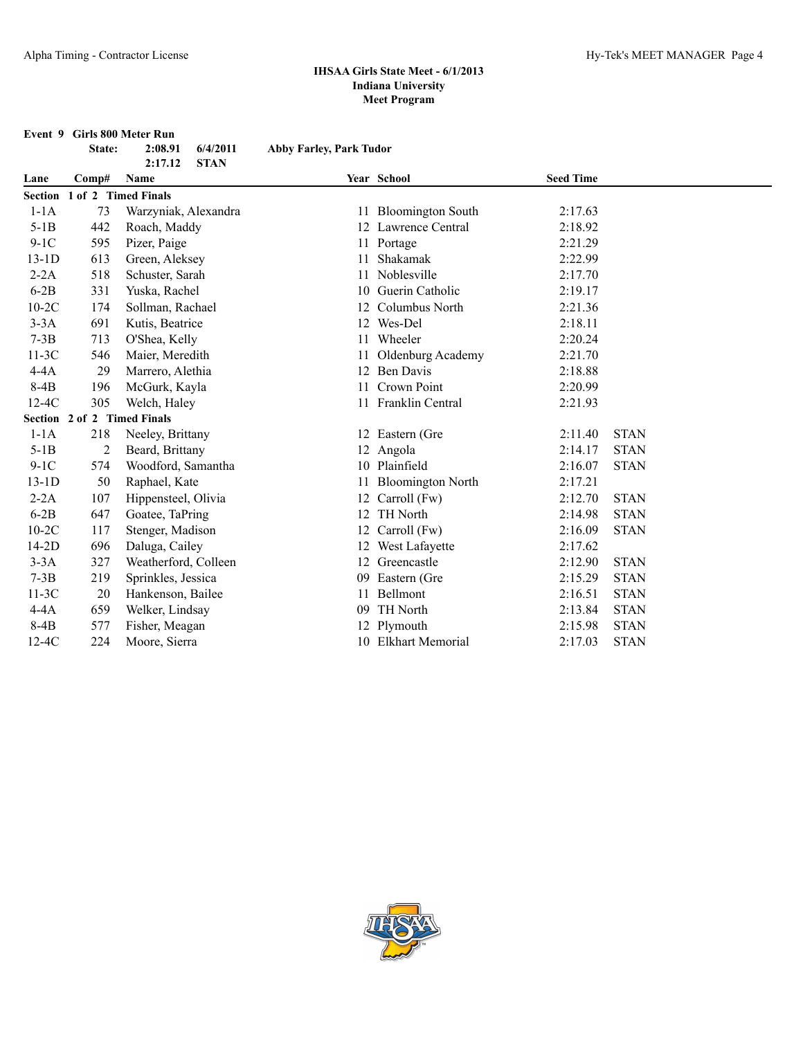# IHSAA Girls State Meet - 6/1/2013
## Indiana University
## Meet Program

### Event 9 Girls 800 Meter Run

**State:** 2:08.91 6/4/2011 **Abby Farley, Park Tudor**
2:17.12 STAN

| Lane | Comp# | Name | Year | School | Seed Time | |
|---|---|---|---|---|---|---|
| **Section 1 of 2 Timed Finals** | | | | | | |
| 1-1A | 73 | Warzyniak, Alexandra | 11 | Bloomington South | 2:17.63 | |
| 5-1B | 442 | Roach, Maddy | 12 | Lawrence Central | 2:18.92 | |
| 9-1C | 595 | Pizer, Paige | 11 | Portage | 2:21.29 | |
| 13-1D | 613 | Green, Aleksey | 11 | Shakamak | 2:22.99 | |
| 2-2A | 518 | Schuster, Sarah | 11 | Noblesville | 2:17.70 | |
| 6-2B | 331 | Yuska, Rachel | 10 | Guerin Catholic | 2:19.17 | |
| 10-2C | 174 | Sollman, Rachael | 12 | Columbus North | 2:21.36 | |
| 3-3A | 691 | Kutis, Beatrice | 12 | Wes-Del | 2:18.11 | |
| 7-3B | 713 | O'Shea, Kelly | 11 | Wheeler | 2:20.24 | |
| 11-3C | 546 | Maier, Meredith | 11 | Oldenburg Academy | 2:21.70 | |
| 4-4A | 29 | Marrero, Alethia | 12 | Ben Davis | 2:18.88 | |
| 8-4B | 196 | McGurk, Kayla | 11 | Crown Point | 2:20.99 | |
| 12-4C | 305 | Welch, Haley | 11 | Franklin Central | 2:21.93 | |
| **Section 2 of 2 Timed Finals** | | | | | | |
| 1-1A | 218 | Neeley, Brittany | 12 | Eastern (Gre | 2:11.40 | STAN |
| 5-1B | 2 | Beard, Brittany | 12 | Angola | 2:14.17 | STAN |
| 9-1C | 574 | Woodford, Samantha | 10 | Plainfield | 2:16.07 | STAN |
| 13-1D | 50 | Raphael, Kate | 11 | Bloomington North | 2:17.21 | |
| 2-2A | 107 | Hippensteel, Olivia | 12 | Carroll (Fw) | 2:12.70 | STAN |
| 6-2B | 647 | Goatee, TaPring | 12 | TH North | 2:14.98 | STAN |
| 10-2C | 117 | Stenger, Madison | 12 | Carroll (Fw) | 2:16.09 | STAN |
| 14-2D | 696 | Daluga, Cailey | 12 | West Lafayette | 2:17.62 | |
| 3-3A | 327 | Weatherford, Colleen | 12 | Greencastle | 2:12.90 | STAN |
| 7-3B | 219 | Sprinkles, Jessica | 09 | Eastern (Gre | 2:15.29 | STAN |
| 11-3C | 20 | Hankenson, Bailee | 11 | Bellmont | 2:16.51 | STAN |
| 4-4A | 659 | Welker, Lindsay | 09 | TH North | 2:13.84 | STAN |
| 8-4B | 577 | Fisher, Meagan | 12 | Plymouth | 2:15.98 | STAN |
| 12-4C | 224 | Moore, Sierra | 10 | Elkhart Memorial | 2:17.03 | STAN |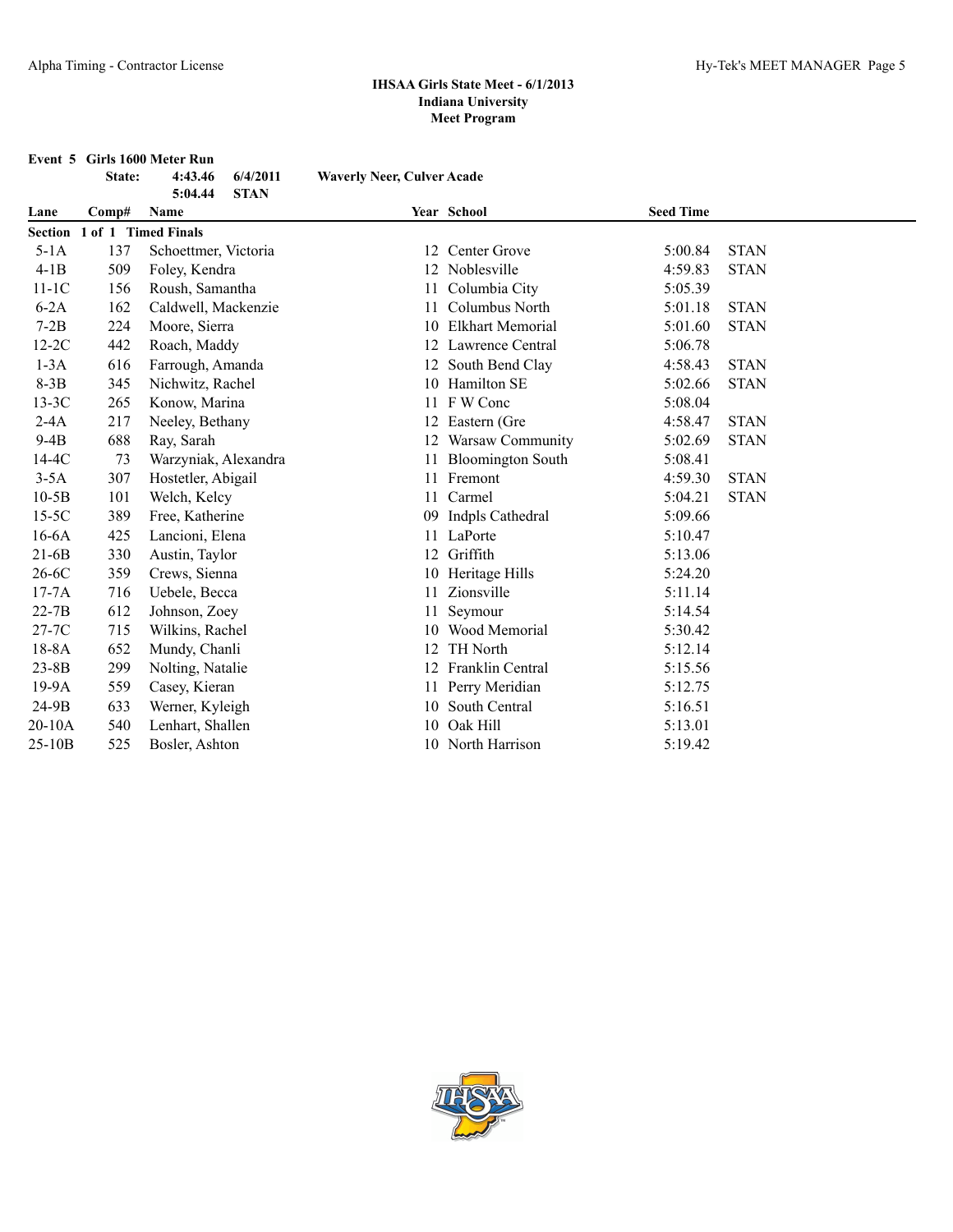### IHSAA Girls State Meet - 6/1/2013
### Indiana University
### Meet Program

**Event 5 Girls 1600 Meter Run**

**State: 4:43.46 6/4/2011 Waverly Neer, Culver Acade**

**5:04.44 STAN**

| Lane | Comp# | Name | Year | School | Seed Time | |
|---|---|---|---|---|---|---|
| **Section 1 of 1 Timed Finals** | | | | | | |
| 5-1A | 137 | Schoettmer, Victoria | 12 | Center Grove | 5:00.84 | STAN |
| 4-1B | 509 | Foley, Kendra | 12 | Noblesville | 4:59.83 | STAN |
| 11-1C | 156 | Roush, Samantha | 11 | Columbia City | 5:05.39 | |
| 6-2A | 162 | Caldwell, Mackenzie | 11 | Columbus North | 5:01.18 | STAN |
| 7-2B | 224 | Moore, Sierra | 10 | Elkhart Memorial | 5:01.60 | STAN |
| 12-2C | 442 | Roach, Maddy | 12 | Lawrence Central | 5:06.78 | |
| 1-3A | 616 | Farrough, Amanda | 12 | South Bend Clay | 4:58.43 | STAN |
| 8-3B | 345 | Nichwitz, Rachel | 10 | Hamilton SE | 5:02.66 | STAN |
| 13-3C | 265 | Konow, Marina | 11 | F W Conc | 5:08.04 | |
| 2-4A | 217 | Neeley, Bethany | 12 | Eastern (Gre | 4:58.47 | STAN |
| 9-4B | 688 | Ray, Sarah | 12 | Warsaw Community | 5:02.69 | STAN |
| 14-4C | 73 | Warzyniak, Alexandra | 11 | Bloomington South | 5:08.41 | |
| 3-5A | 307 | Hostetler, Abigail | 11 | Fremont | 4:59.30 | STAN |
| 10-5B | 101 | Welch, Kelcy | 11 | Carmel | 5:04.21 | STAN |
| 15-5C | 389 | Free, Katherine | 09 | Indpls Cathedral | 5:09.66 | |
| 16-6A | 425 | Lancioni, Elena | 11 | LaPorte | 5:10.47 | |
| 21-6B | 330 | Austin, Taylor | 12 | Griffith | 5:13.06 | |
| 26-6C | 359 | Crews, Sienna | 10 | Heritage Hills | 5:24.20 | |
| 17-7A | 716 | Uebele, Becca | 11 | Zionsville | 5:11.14 | |
| 22-7B | 612 | Johnson, Zoey | 11 | Seymour | 5:14.54 | |
| 27-7C | 715 | Wilkins, Rachel | 10 | Wood Memorial | 5:30.42 | |
| 18-8A | 652 | Mundy, Chanli | 12 | TH North | 5:12.14 | |
| 23-8B | 299 | Nolting, Natalie | 12 | Franklin Central | 5:15.56 | |
| 19-9A | 559 | Casey, Kieran | 11 | Perry Meridian | 5:12.75 | |
| 24-9B | 633 | Werner, Kyleigh | 10 | South Central | 5:16.51 | |
| 20-10A | 540 | Lenhart, Shallen | 10 | Oak Hill | 5:13.01 | |
| 25-10B | 525 | Bosler, Ashton | 10 | North Harrison | 5:19.42 | |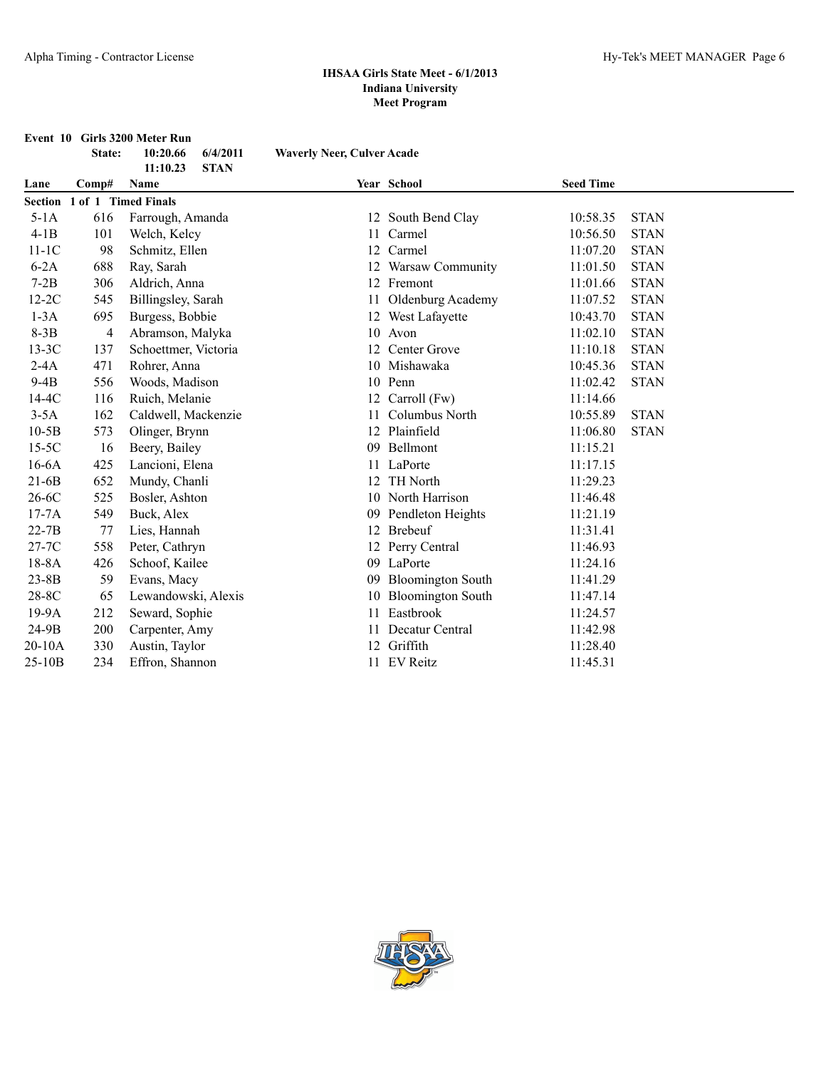## IHSAA Girls State Meet - 6/1/2013
### Indiana University
### Meet Program

**Event 10 Girls 3200 Meter Run**

| | | | |
|---|---|---|---|
| State: | 10:20.66 | 6/4/2011 | Waverly Neer, Culver Acade |
| | 11:10.23 | STAN | |

| Lane | Comp# | Name | Year | School | Seed Time | |
|---|---|---|---|---|---|---|
| **Section 1 of 1 Timed Finals** | | | | | | |
| 5-1A | 616 | Farrough, Amanda | 12 | South Bend Clay | 10:58.35 | STAN |
| 4-1B | 101 | Welch, Kelcy | 11 | Carmel | 10:56.50 | STAN |
| 11-1C | 98 | Schmitz, Ellen | 12 | Carmel | 11:07.20 | STAN |
| 6-2A | 688 | Ray, Sarah | 12 | Warsaw Community | 11:01.50 | STAN |
| 7-2B | 306 | Aldrich, Anna | 12 | Fremont | 11:01.66 | STAN |
| 12-2C | 545 | Billingsley, Sarah | 11 | Oldenburg Academy | 11:07.52 | STAN |
| 1-3A | 695 | Burgess, Bobbie | 12 | West Lafayette | 10:43.70 | STAN |
| 8-3B | 4 | Abramson, Malyka | 10 | Avon | 11:02.10 | STAN |
| 13-3C | 137 | Schoettmer, Victoria | 12 | Center Grove | 11:10.18 | STAN |
| 2-4A | 471 | Rohrer, Anna | 10 | Mishawaka | 10:45.36 | STAN |
| 9-4B | 556 | Woods, Madison | 10 | Penn | 11:02.42 | STAN |
| 14-4C | 116 | Ruich, Melanie | 12 | Carroll (Fw) | 11:14.66 | |
| 3-5A | 162 | Caldwell, Mackenzie | 11 | Columbus North | 10:55.89 | STAN |
| 10-5B | 573 | Olinger, Brynn | 12 | Plainfield | 11:06.80 | STAN |
| 15-5C | 16 | Beery, Bailey | 09 | Bellmont | 11:15.21 | |
| 16-6A | 425 | Lancioni, Elena | 11 | LaPorte | 11:17.15 | |
| 21-6B | 652 | Mundy, Chanli | 12 | TH North | 11:29.23 | |
| 26-6C | 525 | Bosler, Ashton | 10 | North Harrison | 11:46.48 | |
| 17-7A | 549 | Buck, Alex | 09 | Pendleton Heights | 11:21.19 | |
| 22-7B | 77 | Lies, Hannah | 12 | Brebeuf | 11:31.41 | |
| 27-7C | 558 | Peter, Cathryn | 12 | Perry Central | 11:46.93 | |
| 18-8A | 426 | Schoof, Kailee | 09 | LaPorte | 11:24.16 | |
| 23-8B | 59 | Evans, Macy | 09 | Bloomington South | 11:41.29 | |
| 28-8C | 65 | Lewandowski, Alexis | 10 | Bloomington South | 11:47.14 | |
| 19-9A | 212 | Seward, Sophie | 11 | Eastbrook | 11:24.57 | |
| 24-9B | 200 | Carpenter, Amy | 11 | Decatur Central | 11:42.98 | |
| 20-10A | 330 | Austin, Taylor | 12 | Griffith | 11:28.40 | |
| 25-10B | 234 | Effron, Shannon | 11 | EV Reitz | 11:45.31 | |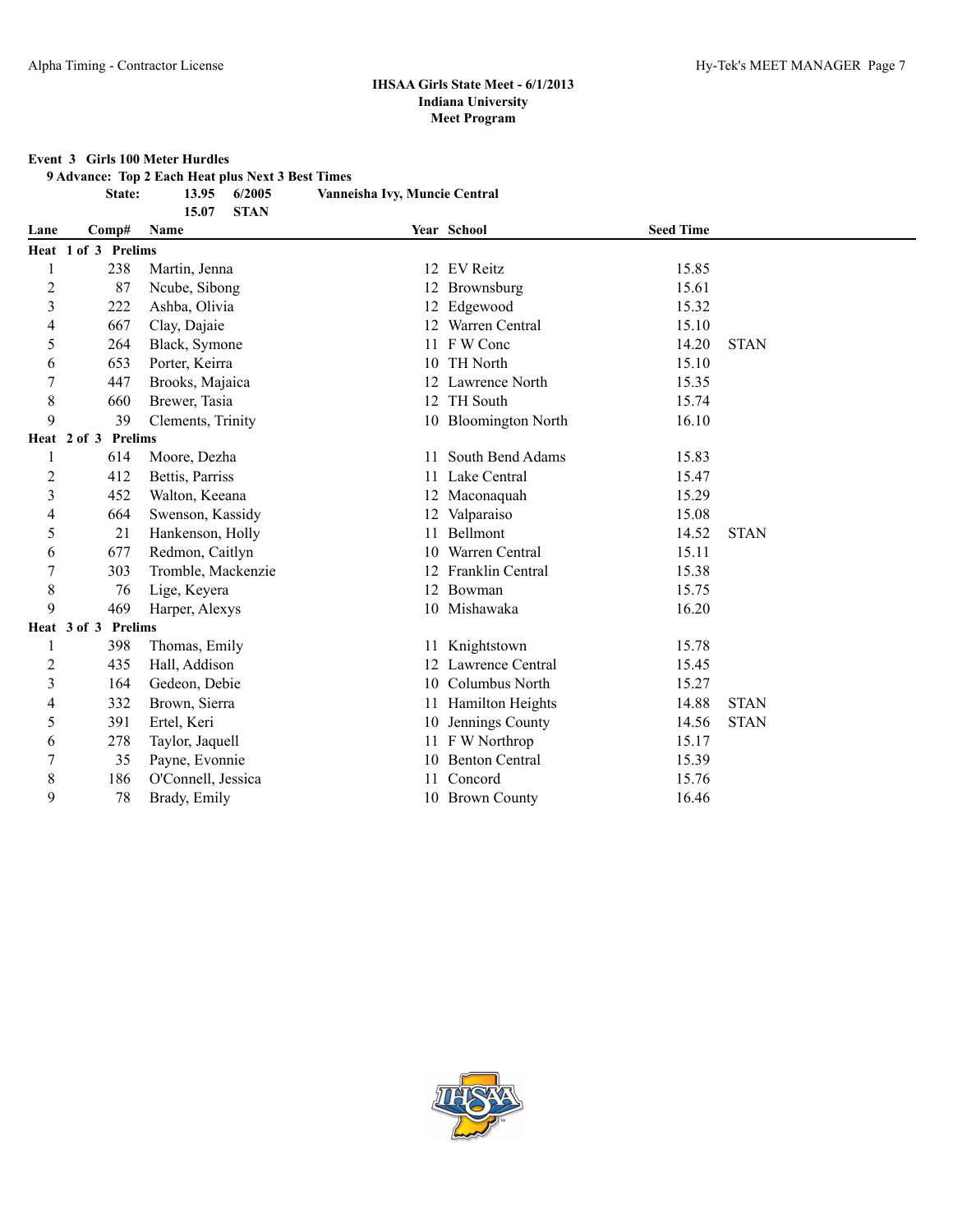# IHSAA Girls State Meet - 6/1/2013
## Indiana University
### Meet Program

**Event 3 Girls 100 Meter Hurdles**

**9 Advance: Top 2 Each Heat plus Next 3 Best Times**

**State: 13.95 6/2005 Vanneisha Ivy, Muncie Central**

**15.07 STAN**

| Lane | Comp# | Name | Year | School | Seed Time | |
|---|---|---|---|---|---|---|
| **Heat 1 of 3 Prelims** | | | | | | |
| 1 | 238 | Martin, Jenna | 12 | EV Reitz | 15.85 | |
| 2 | 87 | Ncube, Sibong | 12 | Brownsburg | 15.61 | |
| 3 | 222 | Ashba, Olivia | 12 | Edgewood | 15.32 | |
| 4 | 667 | Clay, Dajaie | 12 | Warren Central | 15.10 | |
| 5 | 264 | Black, Symone | 11 | F W Conc | 14.20 | STAN |
| 6 | 653 | Porter, Keirra | 10 | TH North | 15.10 | |
| 7 | 447 | Brooks, Majaica | 12 | Lawrence North | 15.35 | |
| 8 | 660 | Brewer, Tasia | 12 | TH South | 15.74 | |
| 9 | 39 | Clements, Trinity | 10 | Bloomington North | 16.10 | |
| **Heat 2 of 3 Prelims** | | | | | | |
| 1 | 614 | Moore, Dezha | 11 | South Bend Adams | 15.83 | |
| 2 | 412 | Bettis, Parriss | 11 | Lake Central | 15.47 | |
| 3 | 452 | Walton, Keeana | 12 | Maconaquah | 15.29 | |
| 4 | 664 | Swenson, Kassidy | 12 | Valparaiso | 15.08 | |
| 5 | 21 | Hankenson, Holly | 11 | Bellmont | 14.52 | STAN |
| 6 | 677 | Redmon, Caitlyn | 10 | Warren Central | 15.11 | |
| 7 | 303 | Tromble, Mackenzie | 12 | Franklin Central | 15.38 | |
| 8 | 76 | Lige, Keyera | 12 | Bowman | 15.75 | |
| 9 | 469 | Harper, Alexys | 10 | Mishawaka | 16.20 | |
| **Heat 3 of 3 Prelims** | | | | | | |
| 1 | 398 | Thomas, Emily | 11 | Knightstown | 15.78 | |
| 2 | 435 | Hall, Addison | 12 | Lawrence Central | 15.45 | |
| 3 | 164 | Gedeon, Debie | 10 | Columbus North | 15.27 | |
| 4 | 332 | Brown, Sierra | 11 | Hamilton Heights | 14.88 | STAN |
| 5 | 391 | Ertel, Keri | 10 | Jennings County | 14.56 | STAN |
| 6 | 278 | Taylor, Jaquell | 11 | F W Northrop | 15.17 | |
| 7 | 35 | Payne, Evonnie | 10 | Benton Central | 15.39 | |
| 8 | 186 | O'Connell, Jessica | 11 | Concord | 15.76 | |
| 9 | 78 | Brady, Emily | 10 | Brown County | 16.46 | |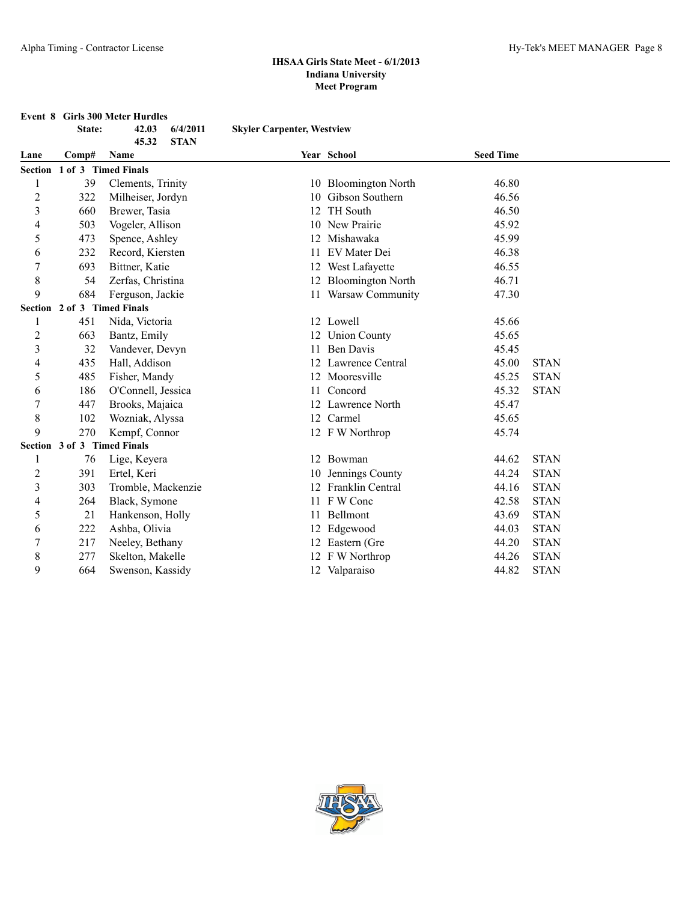**IHSAA Girls State Meet - 6/1/2013**
**Indiana University**
**Meet Program**

**Event 8 Girls 300 Meter Hurdles**

| | | | |
|---|---|---|---|
| State: | 42.03 | 6/4/2011 | Skyler Carpenter, Westview |
| | 45.32 | STAN | |

| Lane | Comp# | Name | Year | School | Seed Time | |
|---|---|---|---|---|---|---|
| **Section 1 of 3 Timed Finals** | | | | | | |
| 1 | 39 | Clements, Trinity | 10 | Bloomington North | 46.80 | |
| 2 | 322 | Milheiser, Jordyn | 10 | Gibson Southern | 46.56 | |
| 3 | 660 | Brewer, Tasia | 12 | TH South | 46.50 | |
| 4 | 503 | Vogeler, Allison | 10 | New Prairie | 45.92 | |
| 5 | 473 | Spence, Ashley | 12 | Mishawaka | 45.99 | |
| 6 | 232 | Record, Kiersten | 11 | EV Mater Dei | 46.38 | |
| 7 | 693 | Bittner, Katie | 12 | West Lafayette | 46.55 | |
| 8 | 54 | Zerfas, Christina | 12 | Bloomington North | 46.71 | |
| 9 | 684 | Ferguson, Jackie | 11 | Warsaw Community | 47.30 | |
| **Section 2 of 3 Timed Finals** | | | | | | |
| 1 | 451 | Nida, Victoria | 12 | Lowell | 45.66 | |
| 2 | 663 | Bantz, Emily | 12 | Union County | 45.65 | |
| 3 | 32 | Vandever, Devyn | 11 | Ben Davis | 45.45 | |
| 4 | 435 | Hall, Addison | 12 | Lawrence Central | 45.00 | STAN |
| 5 | 485 | Fisher, Mandy | 12 | Mooresville | 45.25 | STAN |
| 6 | 186 | O'Connell, Jessica | 11 | Concord | 45.32 | STAN |
| 7 | 447 | Brooks, Majaica | 12 | Lawrence North | 45.47 | |
| 8 | 102 | Wozniak, Alyssa | 12 | Carmel | 45.65 | |
| 9 | 270 | Kempf, Connor | 12 | F W Northrop | 45.74 | |
| **Section 3 of 3 Timed Finals** | | | | | | |
| 1 | 76 | Lige, Keyera | 12 | Bowman | 44.62 | STAN |
| 2 | 391 | Ertel, Keri | 10 | Jennings County | 44.24 | STAN |
| 3 | 303 | Tromble, Mackenzie | 12 | Franklin Central | 44.16 | STAN |
| 4 | 264 | Black, Symone | 11 | F W Conc | 42.58 | STAN |
| 5 | 21 | Hankenson, Holly | 11 | Bellmont | 43.69 | STAN |
| 6 | 222 | Ashba, Olivia | 12 | Edgewood | 44.03 | STAN |
| 7 | 217 | Neeley, Bethany | 12 | Eastern (Gre | 44.20 | STAN |
| 8 | 277 | Skelton, Makelle | 12 | F W Northrop | 44.26 | STAN |
| 9 | 664 | Swenson, Kassidy | 12 | Valparaiso | 44.82 | STAN |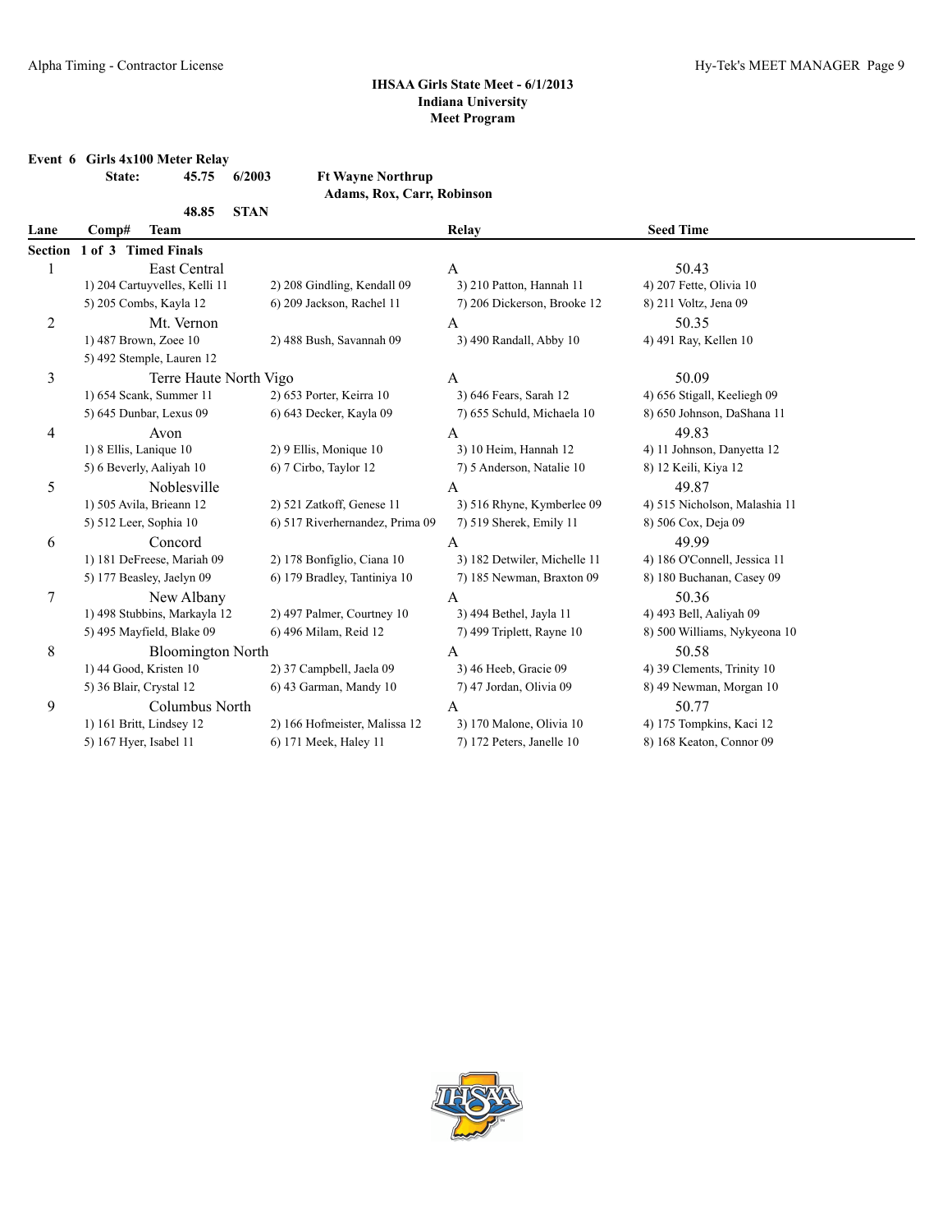# IHSAA Girls State Meet - 6/1/2013
## Indiana University
## Meet Program

**Event 6 Girls 4x100 Meter Relay**

**State: 45.75 6/2003 Ft Wayne Northrup**
**Adams, Rox, Carr, Robinson**

**48.85 STAN**

| Lane | Comp# Team | | Relay | Seed Time |
|---|---|---|---|---|
| **Section 1 of 3 Timed Finals** | | | | |
| 1 | East Central | | A | 50.43 |
| | 1) 204 Cartuyvelles, Kelli 11 | 2) 208 Gindling, Kendall 09 | 3) 210 Patton, Hannah 11 | 4) 207 Fette, Olivia 10 |
| | 5) 205 Combs, Kayla 12 | 6) 209 Jackson, Rachel 11 | 7) 206 Dickerson, Brooke 12 | 8) 211 Voltz, Jena 09 |
| 2 | Mt. Vernon | | A | 50.35 |
| | 1) 487 Brown, Zoee 10 | 2) 488 Bush, Savannah 09 | 3) 490 Randall, Abby 10 | 4) 491 Ray, Kellen 10 |
| | 5) 492 Stemple, Lauren 12 | | | |
| 3 | Terre Haute North Vigo | | A | 50.09 |
| | 1) 654 Scank, Summer 11 | 2) 653 Porter, Keirra 10 | 3) 646 Fears, Sarah 12 | 4) 656 Stigall, Keeliegh 09 |
| | 5) 645 Dunbar, Lexus 09 | 6) 643 Decker, Kayla 09 | 7) 655 Schuld, Michaela 10 | 8) 650 Johnson, DaShana 11 |
| 4 | Avon | | A | 49.83 |
| | 1) 8 Ellis, Lanique 10 | 2) 9 Ellis, Monique 10 | 3) 10 Heim, Hannah 12 | 4) 11 Johnson, Danyetta 12 |
| | 5) 6 Beverly, Aaliyah 10 | 6) 7 Cirbo, Taylor 12 | 7) 5 Anderson, Natalie 10 | 8) 12 Keili, Kiya 12 |
| 5 | Noblesville | | A | 49.87 |
| | 1) 505 Avila, Brieann 12 | 2) 521 Zatkoff, Genese 11 | 3) 516 Rhyne, Kymberlee 09 | 4) 515 Nicholson, Malashia 11 |
| | 5) 512 Leer, Sophia 10 | 6) 517 Riverhernandez, Prima 09 | 7) 519 Sherek, Emily 11 | 8) 506 Cox, Deja 09 |
| 6 | Concord | | A | 49.99 |
| | 1) 181 DeFreese, Mariah 09 | 2) 178 Bonfiglio, Ciana 10 | 3) 182 Detwiler, Michelle 11 | 4) 186 O'Connell, Jessica 11 |
| | 5) 177 Beasley, Jaelyn 09 | 6) 179 Bradley, Tantiniya 10 | 7) 185 Newman, Braxton 09 | 8) 180 Buchanan, Casey 09 |
| 7 | New Albany | | A | 50.36 |
| | 1) 498 Stubbins, Markayla 12 | 2) 497 Palmer, Courtney 10 | 3) 494 Bethel, Jayla 11 | 4) 493 Bell, Aaliyah 09 |
| | 5) 495 Mayfield, Blake 09 | 6) 496 Milam, Reid 12 | 7) 499 Triplett, Rayne 10 | 8) 500 Williams, Nykyeona 10 |
| 8 | Bloomington North | | A | 50.58 |
| | 1) 44 Good, Kristen 10 | 2) 37 Campbell, Jaela 09 | 3) 46 Heeb, Gracie 09 | 4) 39 Clements, Trinity 10 |
| | 5) 36 Blair, Crystal 12 | 6) 43 Garman, Mandy 10 | 7) 47 Jordan, Olivia 09 | 8) 49 Newman, Morgan 10 |
| 9 | Columbus North | | A | 50.77 |
| | 1) 161 Britt, Lindsey 12 | 2) 166 Hofmeister, Malissa 12 | 3) 170 Malone, Olivia 10 | 4) 175 Tompkins, Kaci 12 |
| | 5) 167 Hyer, Isabel 11 | 6) 171 Meek, Haley 11 | 7) 172 Peters, Janelle 10 | 8) 168 Keaton, Connor 09 |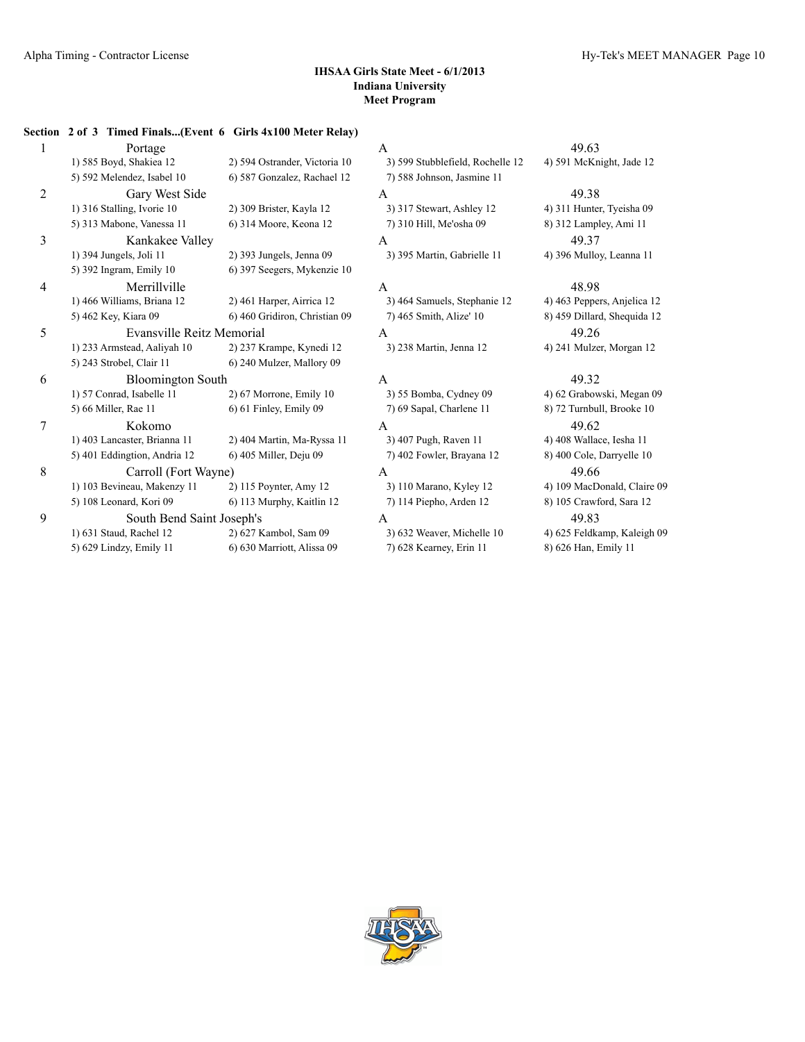**IHSAA Girls State Meet - 6/1/2013**
**Indiana University**
**Meet Program**

**Section 2 of 3 Timed Finals...(Event 6 Girls 4x100 Meter Relay)**

| Lane | Team | | Relay | Seed Time |
|---|---|---|---|---|
| 1 | Portage | | A | 49.63 |
| | 1) 585 Boyd, Shakiea 12 | 2) 594 Ostrander, Victoria 10 | 3) 599 Stubblefield, Rochelle 12 | 4) 591 McKnight, Jade 12 |
| | 5) 592 Melendez, Isabel 10 | 6) 587 Gonzalez, Rachael 12 | 7) 588 Johnson, Jasmine 11 | |
| 2 | Gary West Side | | A | 49.38 |
| | 1) 316 Stalling, Ivorie 10 | 2) 309 Brister, Kayla 12 | 3) 317 Stewart, Ashley 12 | 4) 311 Hunter, Tyeisha 09 |
| | 5) 313 Mabone, Vanessa 11 | 6) 314 Moore, Keona 12 | 7) 310 Hill, Me'osha 09 | 8) 312 Lampley, Ami 11 |
| 3 | Kankakee Valley | | A | 49.37 |
| | 1) 394 Jungels, Joli 11 | 2) 393 Jungels, Jenna 09 | 3) 395 Martin, Gabrielle 11 | 4) 396 Mulloy, Leanna 11 |
| | 5) 392 Ingram, Emily 10 | 6) 397 Seegers, Mykenzie 10 | | |
| 4 | Merrillville | | A | 48.98 |
| | 1) 466 Williams, Briana 12 | 2) 461 Harper, Airrica 12 | 3) 464 Samuels, Stephanie 12 | 4) 463 Peppers, Anjelica 12 |
| | 5) 462 Key, Kiara 09 | 6) 460 Gridiron, Christian 09 | 7) 465 Smith, Alize' 10 | 8) 459 Dillard, Shequida 12 |
| 5 | Evansville Reitz Memorial | | A | 49.26 |
| | 1) 233 Armstead, Aaliyah 10 | 2) 237 Krampe, Kynedi 12 | 3) 238 Martin, Jenna 12 | 4) 241 Mulzer, Morgan 12 |
| | 5) 243 Strobel, Clair 11 | 6) 240 Mulzer, Mallory 09 | | |
| 6 | Bloomington South | | A | 49.32 |
| | 1) 57 Conrad, Isabelle 11 | 2) 67 Morrone, Emily 10 | 3) 55 Bomba, Cydney 09 | 4) 62 Grabowski, Megan 09 |
| | 5) 66 Miller, Rae 11 | 6) 61 Finley, Emily 09 | 7) 69 Sapal, Charlene 11 | 8) 72 Turnbull, Brooke 10 |
| 7 | Kokomo | | A | 49.62 |
| | 1) 403 Lancaster, Brianna 11 | 2) 404 Martin, Ma-Ryssa 11 | 3) 407 Pugh, Raven 11 | 4) 408 Wallace, Iesha 11 |
| | 5) 401 Eddingtion, Andria 12 | 6) 405 Miller, Deju 09 | 7) 402 Fowler, Brayana 12 | 8) 400 Cole, Darryelle 10 |
| 8 | Carroll (Fort Wayne) | | A | 49.66 |
| | 1) 103 Bevineau, Makenzy 11 | 2) 115 Poynter, Amy 12 | 3) 110 Marano, Kyley 12 | 4) 109 MacDonald, Claire 09 |
| | 5) 108 Leonard, Kori 09 | 6) 113 Murphy, Kaitlin 12 | 7) 114 Piepho, Arden 12 | 8) 105 Crawford, Sara 12 |
| 9 | South Bend Saint Joseph's | | A | 49.83 |
| | 1) 631 Staud, Rachel 12 | 2) 627 Kambol, Sam 09 | 3) 632 Weaver, Michelle 10 | 4) 625 Feldkamp, Kaleigh 09 |
| | 5) 629 Lindzy, Emily 11 | 6) 630 Marriott, Alissa 09 | 7) 628 Kearney, Erin 11 | 8) 626 Han, Emily 11 |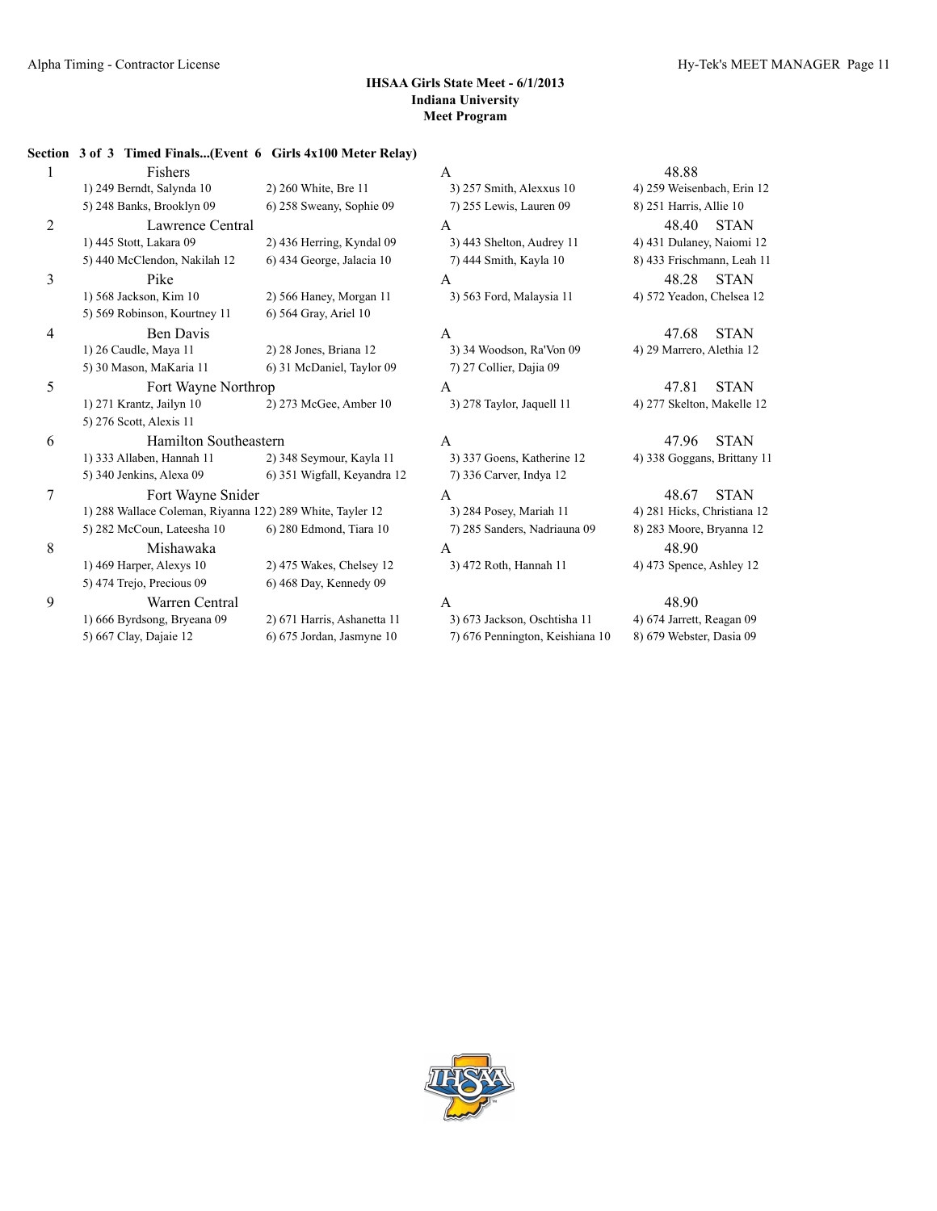**IHSAA Girls State Meet - 6/1/2013**
**Indiana University**
**Meet Program**

**Section 3 of 3 Timed Finals...(Event 6 Girls 4x100 Meter Relay)**

| Lane | Team | | Relay | Seed |
|---|---|---|---|---|
| 1 | Fishers | | A | 48.88 |
| | 1) 249 Berndt, Salynda 10 | 2) 260 White, Bre 11 | 3) 257 Smith, Alexxus 10 | 4) 259 Weisenbach, Erin 12 |
| | 5) 248 Banks, Brooklyn 09 | 6) 258 Sweany, Sophie 09 | 7) 255 Lewis, Lauren 09 | 8) 251 Harris, Allie 10 |
| 2 | Lawrence Central | | A | 48.40 STAN |
| | 1) 445 Stott, Lakara 09 | 2) 436 Herring, Kyndal 09 | 3) 443 Shelton, Audrey 11 | 4) 431 Dulaney, Naiomi 12 |
| | 5) 440 McClendon, Nakilah 12 | 6) 434 George, Jalacia 10 | 7) 444 Smith, Kayla 10 | 8) 433 Frischmann, Leah 11 |
| 3 | Pike | | A | 48.28 STAN |
| | 1) 568 Jackson, Kim 10 | 2) 566 Haney, Morgan 11 | 3) 563 Ford, Malaysia 11 | 4) 572 Yeadon, Chelsea 12 |
| | 5) 569 Robinson, Kourtney 11 | 6) 564 Gray, Ariel 10 | | |
| 4 | Ben Davis | | A | 47.68 STAN |
| | 1) 26 Caudle, Maya 11 | 2) 28 Jones, Briana 12 | 3) 34 Woodson, Ra'Von 09 | 4) 29 Marrero, Alethia 12 |
| | 5) 30 Mason, MaKaria 11 | 6) 31 McDaniel, Taylor 09 | 7) 27 Collier, Dajia 09 | |
| 5 | Fort Wayne Northrop | | A | 47.81 STAN |
| | 1) 271 Krantz, Jailyn 10 | 2) 273 McGee, Amber 10 | 3) 278 Taylor, Jaquell 11 | 4) 277 Skelton, Makelle 12 |
| | 5) 276 Scott, Alexis 11 | | | |
| 6 | Hamilton Southeastern | | A | 47.96 STAN |
| | 1) 333 Allaben, Hannah 11 | 2) 348 Seymour, Kayla 11 | 3) 337 Goens, Katherine 12 | 4) 338 Goggans, Brittany 11 |
| | 5) 340 Jenkins, Alexa 09 | 6) 351 Wigfall, Keyandra 12 | 7) 336 Carver, Indya 12 | |
| 7 | Fort Wayne Snider | | A | 48.67 STAN |
| | 1) 288 Wallace Coleman, Riyanna 12 | 2) 289 White, Tayler 12 | 3) 284 Posey, Mariah 11 | 4) 281 Hicks, Christiana 12 |
| | 5) 282 McCoun, Lateesha 10 | 6) 280 Edmond, Tiara 10 | 7) 285 Sanders, Nadriauna 09 | 8) 283 Moore, Bryanna 12 |
| 8 | Mishawaka | | A | 48.90 |
| | 1) 469 Harper, Alexys 10 | 2) 475 Wakes, Chelsey 12 | 3) 472 Roth, Hannah 11 | 4) 473 Spence, Ashley 12 |
| | 5) 474 Trejo, Precious 09 | 6) 468 Day, Kennedy 09 | | |
| 9 | Warren Central | | A | 48.90 |
| | 1) 666 Byrdsong, Bryeana 09 | 2) 671 Harris, Ashanetta 11 | 3) 673 Jackson, Oschtisha 11 | 4) 674 Jarrett, Reagan 09 |
| | 5) 667 Clay, Dajaie 12 | 6) 675 Jordan, Jasmyne 10 | 7) 676 Pennington, Keishiana 10 | 8) 679 Webster, Dasia 09 |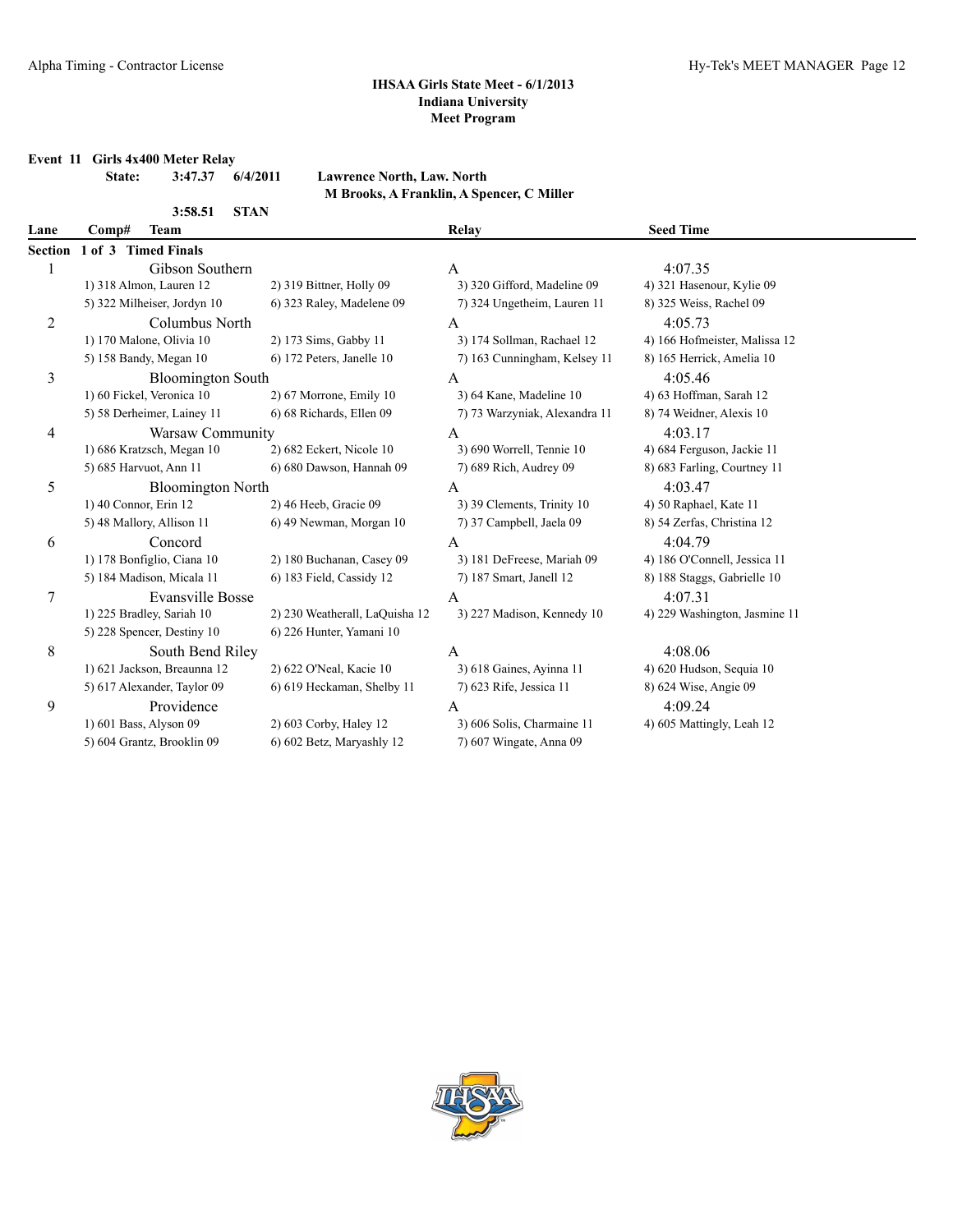# IHSAA Girls State Meet - 6/1/2013
## Indiana University
## Meet Program

**Event 11 Girls 4x400 Meter Relay**

**State: 3:47.37 6/4/2011 Lawrence North, Law. North**
**M Brooks, A Franklin, A Spencer, C Miller**

**3:58.51 STAN**

| Lane | Comp# Team | | Relay | Seed Time |
|---|---|---|---|---|
| **Section 1 of 3 Timed Finals** | | | | |
| 1 | Gibson Southern | | A | 4:07.35 |
| | 1) 318 Almon, Lauren 12 | 2) 319 Bittner, Holly 09 | 3) 320 Gifford, Madeline 09 | 4) 321 Hasenour, Kylie 09 |
| | 5) 322 Milheiser, Jordyn 10 | 6) 323 Raley, Madelene 09 | 7) 324 Ungetheim, Lauren 11 | 8) 325 Weiss, Rachel 09 |
| 2 | Columbus North | | A | 4:05.73 |
| | 1) 170 Malone, Olivia 10 | 2) 173 Sims, Gabby 11 | 3) 174 Sollman, Rachael 12 | 4) 166 Hofmeister, Malissa 12 |
| | 5) 158 Bandy, Megan 10 | 6) 172 Peters, Janelle 10 | 7) 163 Cunningham, Kelsey 11 | 8) 165 Herrick, Amelia 10 |
| 3 | Bloomington South | | A | 4:05.46 |
| | 1) 60 Fickel, Veronica 10 | 2) 67 Morrone, Emily 10 | 3) 64 Kane, Madeline 10 | 4) 63 Hoffman, Sarah 12 |
| | 5) 58 Derheimer, Lainey 11 | 6) 68 Richards, Ellen 09 | 7) 73 Warzyniak, Alexandra 11 | 8) 74 Weidner, Alexis 10 |
| 4 | Warsaw Community | | A | 4:03.17 |
| | 1) 686 Kratzsch, Megan 10 | 2) 682 Eckert, Nicole 10 | 3) 690 Worrell, Tennie 10 | 4) 684 Ferguson, Jackie 11 |
| | 5) 685 Harvuot, Ann 11 | 6) 680 Dawson, Hannah 09 | 7) 689 Rich, Audrey 09 | 8) 683 Farling, Courtney 11 |
| 5 | Bloomington North | | A | 4:03.47 |
| | 1) 40 Connor, Erin 12 | 2) 46 Heeb, Gracie 09 | 3) 39 Clements, Trinity 10 | 4) 50 Raphael, Kate 11 |
| | 5) 48 Mallory, Allison 11 | 6) 49 Newman, Morgan 10 | 7) 37 Campbell, Jaela 09 | 8) 54 Zerfas, Christina 12 |
| 6 | Concord | | A | 4:04.79 |
| | 1) 178 Bonfiglio, Ciana 10 | 2) 180 Buchanan, Casey 09 | 3) 181 DeFreese, Mariah 09 | 4) 186 O'Connell, Jessica 11 |
| | 5) 184 Madison, Micala 11 | 6) 183 Field, Cassidy 12 | 7) 187 Smart, Janell 12 | 8) 188 Staggs, Gabrielle 10 |
| 7 | Evansville Bosse | | A | 4:07.31 |
| | 1) 225 Bradley, Sariah 10 | 2) 230 Weatherall, LaQuisha 12 | 3) 227 Madison, Kennedy 10 | 4) 229 Washington, Jasmine 11 |
| | 5) 228 Spencer, Destiny 10 | 6) 226 Hunter, Yamani 10 | | |
| 8 | South Bend Riley | | A | 4:08.06 |
| | 1) 621 Jackson, Breaunna 12 | 2) 622 O'Neal, Kacie 10 | 3) 618 Gaines, Ayinna 11 | 4) 620 Hudson, Sequia 10 |
| | 5) 617 Alexander, Taylor 09 | 6) 619 Heckaman, Shelby 11 | 7) 623 Rife, Jessica 11 | 8) 624 Wise, Angie 09 |
| 9 | Providence | | A | 4:09.24 |
| | 1) 601 Bass, Alyson 09 | 2) 603 Corby, Haley 12 | 3) 606 Solis, Charmaine 11 | 4) 605 Mattingly, Leah 12 |
| | 5) 604 Grantz, Brooklin 09 | 6) 602 Betz, Maryashly 12 | 7) 607 Wingate, Anna 09 | |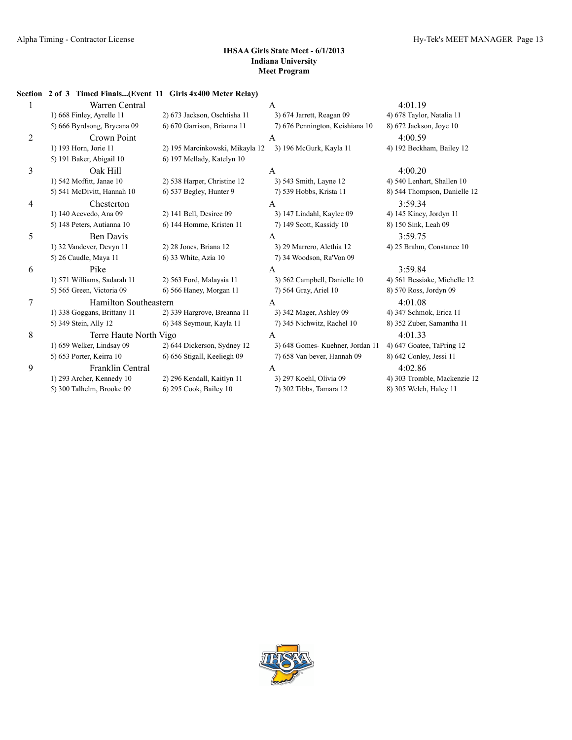### IHSAA Girls State Meet - 6/1/2013
### Indiana University
### Meet Program

**Section 2 of 3 Timed Finals...(Event 11 Girls 4x400 Meter Relay)**

| Lane | Team | Relay | Seed Time |
|---|---|---|---|
| 1 | Warren Central | A | 4:01.19 |
| | 1) 668 Finley, Ayrelle 11 | 2) 673 Jackson, Oschtisha 11 | 3) 674 Jarrett, Reagan 09 | 4) 678 Taylor, Natalia 11 |
| | 5) 666 Byrdsong, Bryeana 09 | 6) 670 Garrison, Brianna 11 | 7) 676 Pennington, Keishiana 10 | 8) 672 Jackson, Joye 10 |
| 2 | Crown Point | A | 4:00.59 |
| | 1) 193 Horn, Jorie 11 | 2) 195 Marcinkowski, Mikayla 12 | 3) 196 McGurk, Kayla 11 | 4) 192 Beckham, Bailey 12 |
| | 5) 191 Baker, Abigail 10 | 6) 197 Mellady, Katelyn 10 | | |
| 3 | Oak Hill | A | 4:00.20 |
| | 1) 542 Moffitt, Janae 10 | 2) 538 Harper, Christine 12 | 3) 543 Smith, Layne 12 | 4) 540 Lenhart, Shallen 10 |
| | 5) 541 McDivitt, Hannah 10 | 6) 537 Begley, Hunter 9 | 7) 539 Hobbs, Krista 11 | 8) 544 Thompson, Danielle 12 |
| 4 | Chesterton | A | 3:59.34 |
| | 1) 140 Acevedo, Ana 09 | 2) 141 Bell, Desiree 09 | 3) 147 Lindahl, Kaylee 09 | 4) 145 Kincy, Jordyn 11 |
| | 5) 148 Peters, Autianna 10 | 6) 144 Homme, Kristen 11 | 7) 149 Scott, Kassidy 10 | 8) 150 Sink, Leah 09 |
| 5 | Ben Davis | A | 3:59.75 |
| | 1) 32 Vandever, Devyn 11 | 2) 28 Jones, Briana 12 | 3) 29 Marrero, Alethia 12 | 4) 25 Brahm, Constance 10 |
| | 5) 26 Caudle, Maya 11 | 6) 33 White, Azia 10 | 7) 34 Woodson, Ra'Von 09 | |
| 6 | Pike | A | 3:59.84 |
| | 1) 571 Williams, Sadarah 11 | 2) 563 Ford, Malaysia 11 | 3) 562 Campbell, Danielle 10 | 4) 561 Bessiake, Michelle 12 |
| | 5) 565 Green, Victoria 09 | 6) 566 Haney, Morgan 11 | 7) 564 Gray, Ariel 10 | 8) 570 Ross, Jordyn 09 |
| 7 | Hamilton Southeastern | A | 4:01.08 |
| | 1) 338 Goggans, Brittany 11 | 2) 339 Hargrove, Breanna 11 | 3) 342 Mager, Ashley 09 | 4) 347 Schmok, Erica 11 |
| | 5) 349 Stein, Ally 12 | 6) 348 Seymour, Kayla 11 | 7) 345 Nichwitz, Rachel 10 | 8) 352 Zuber, Samantha 11 |
| 8 | Terre Haute North Vigo | A | 4:01.33 |
| | 1) 659 Welker, Lindsay 09 | 2) 644 Dickerson, Sydney 12 | 3) 648 Gomes- Kuehner, Jordan 11 | 4) 647 Goatee, TaPring 12 |
| | 5) 653 Porter, Keirra 10 | 6) 656 Stigall, Keeliegh 09 | 7) 658 Van bever, Hannah 09 | 8) 642 Conley, Jessi 11 |
| 9 | Franklin Central | A | 4:02.86 |
| | 1) 293 Archer, Kennedy 10 | 2) 296 Kendall, Kaitlyn 11 | 3) 297 Koehl, Olivia 09 | 4) 303 Tromble, Mackenzie 12 |
| | 5) 300 Talhelm, Brooke 09 | 6) 295 Cook, Bailey 10 | 7) 302 Tibbs, Tamara 12 | 8) 305 Welch, Haley 11 |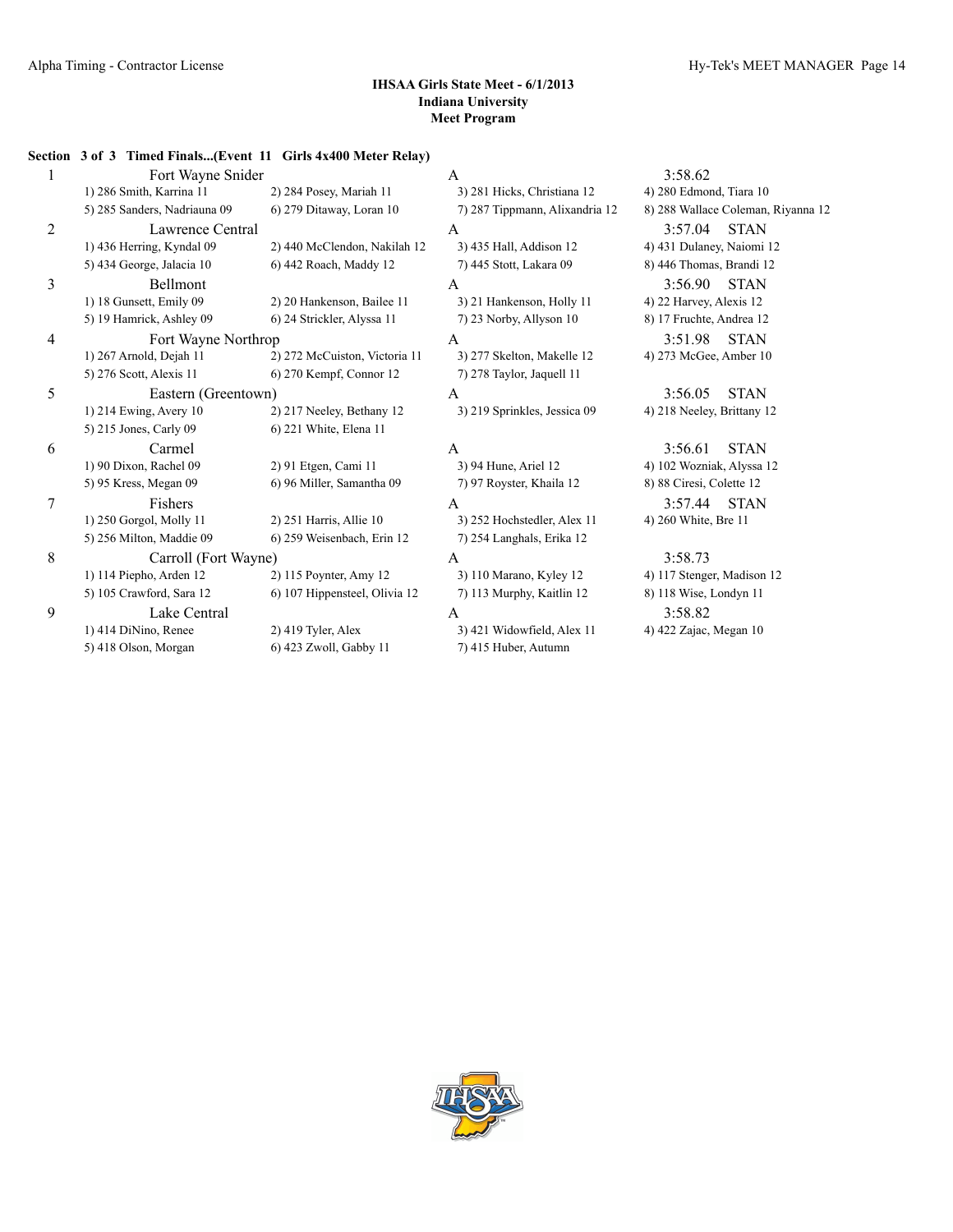**IHSAA Girls State Meet - 6/1/2013**
**Indiana University**
**Meet Program**

**Section 3 of 3 Timed Finals...(Event 11 Girls 4x400 Meter Relay)**

| Lane | Team | Relay | Seed Time | |
|---|---|---|---|---|
| 1 | Fort Wayne Snider | A | 3:58.62 | |
| | 1) 286 Smith, Karrina 11 | 2) 284 Posey, Mariah 11 | 3) 281 Hicks, Christiana 12 | 4) 280 Edmond, Tiara 10 |
| | 5) 285 Sanders, Nadriauna 09 | 6) 279 Ditaway, Loran 10 | 7) 287 Tippmann, Alixandria 12 | 8) 288 Wallace Coleman, Riyanna 12 |
| 2 | Lawrence Central | A | 3:57.04 | STAN |
| | 1) 436 Herring, Kyndal 09 | 2) 440 McClendon, Nakilah 12 | 3) 435 Hall, Addison 12 | 4) 431 Dulaney, Naiomi 12 |
| | 5) 434 George, Jalacia 10 | 6) 442 Roach, Maddy 12 | 7) 445 Stott, Lakara 09 | 8) 446 Thomas, Brandi 12 |
| 3 | Bellmont | A | 3:56.90 | STAN |
| | 1) 18 Gunsett, Emily 09 | 2) 20 Hankenson, Bailee 11 | 3) 21 Hankenson, Holly 11 | 4) 22 Harvey, Alexis 12 |
| | 5) 19 Hamrick, Ashley 09 | 6) 24 Strickler, Alyssa 11 | 7) 23 Norby, Allyson 10 | 8) 17 Fruchte, Andrea 12 |
| 4 | Fort Wayne Northrop | A | 3:51.98 | STAN |
| | 1) 267 Arnold, Dejah 11 | 2) 272 McCuiston, Victoria 11 | 3) 277 Skelton, Makelle 12 | 4) 273 McGee, Amber 10 |
| | 5) 276 Scott, Alexis 11 | 6) 270 Kempf, Connor 12 | 7) 278 Taylor, Jaquell 11 | |
| 5 | Eastern (Greentown) | A | 3:56.05 | STAN |
| | 1) 214 Ewing, Avery 10 | 2) 217 Neeley, Bethany 12 | 3) 219 Sprinkles, Jessica 09 | 4) 218 Neeley, Brittany 12 |
| | 5) 215 Jones, Carly 09 | 6) 221 White, Elena 11 | | |
| 6 | Carmel | A | 3:56.61 | STAN |
| | 1) 90 Dixon, Rachel 09 | 2) 91 Etgen, Cami 11 | 3) 94 Hune, Ariel 12 | 4) 102 Wozniak, Alyssa 12 |
| | 5) 95 Kress, Megan 09 | 6) 96 Miller, Samantha 09 | 7) 97 Royster, Khaila 12 | 8) 88 Ciresi, Colette 12 |
| 7 | Fishers | A | 3:57.44 | STAN |
| | 1) 250 Gorgol, Molly 11 | 2) 251 Harris, Allie 10 | 3) 252 Hochstedler, Alex 11 | 4) 260 White, Bre 11 |
| | 5) 256 Milton, Maddie 09 | 6) 259 Weisenbach, Erin 12 | 7) 254 Langhals, Erika 12 | |
| 8 | Carroll (Fort Wayne) | A | 3:58.73 | |
| | 1) 114 Piepho, Arden 12 | 2) 115 Poynter, Amy 12 | 3) 110 Marano, Kyley 12 | 4) 117 Stenger, Madison 12 |
| | 5) 105 Crawford, Sara 12 | 6) 107 Hippensteel, Olivia 12 | 7) 113 Murphy, Kaitlin 12 | 8) 118 Wise, Londyn 11 |
| 9 | Lake Central | A | 3:58.82 | |
| | 1) 414 DiNino, Renee | 2) 419 Tyler, Alex | 3) 421 Widowfield, Alex 11 | 4) 422 Zajac, Megan 10 |
| | 5) 418 Olson, Morgan | 6) 423 Zwoll, Gabby 11 | 7) 415 Huber, Autumn | |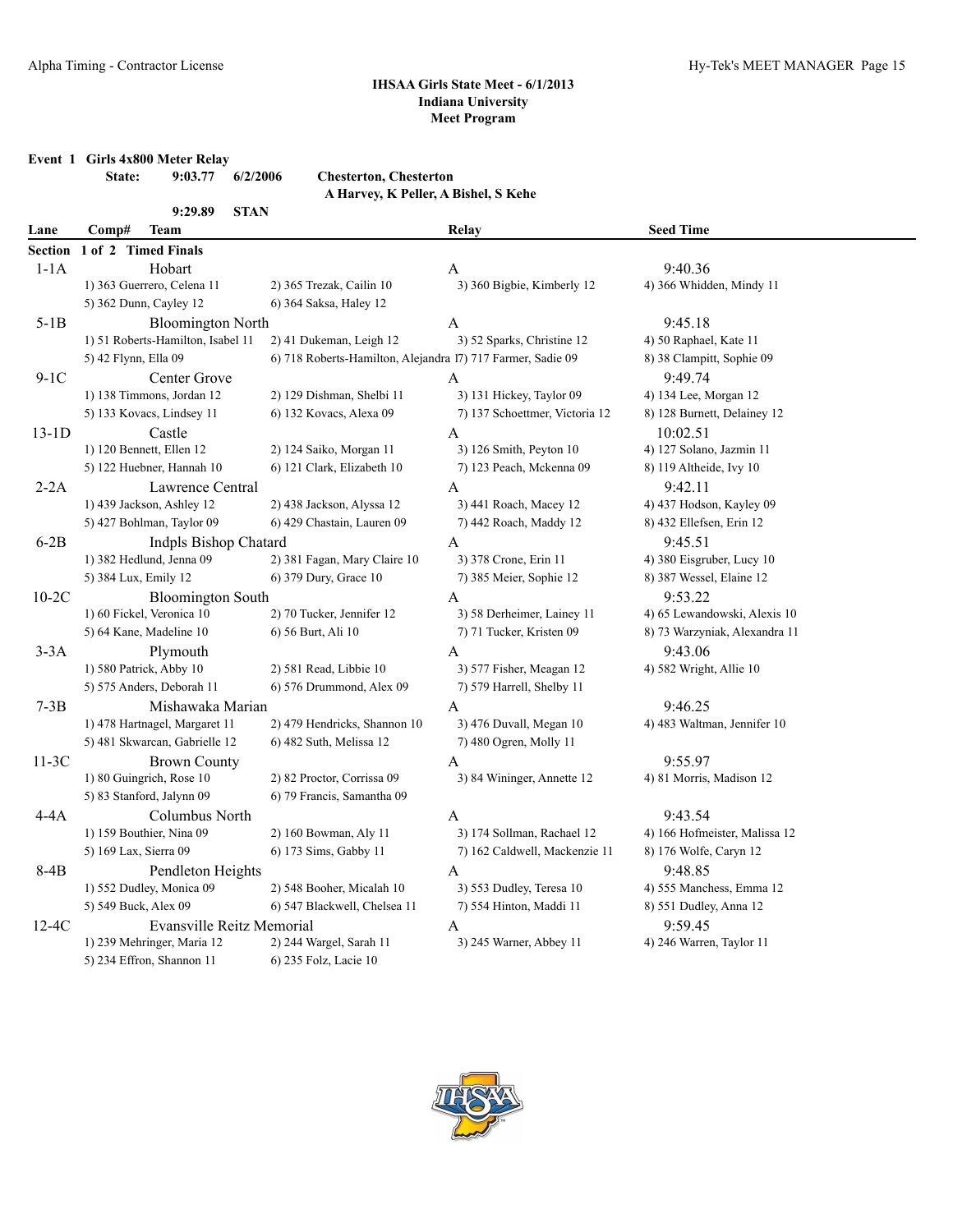**IHSAA Girls State Meet - 6/1/2013**
**Indiana University**
**Meet Program**

**Event 1 Girls 4x800 Meter Relay**

**State: 9:03.77 6/2/2006 Chesterton, Chesterton**
**A Harvey, K Peller, A Bishel, S Kehe**

**9:29.89 STAN**

| Lane | Comp# | Team | Relay | Seed Time |
|---|---|---|---|---|
| **Section 1 of 2 Timed Finals** | | | | |
| 1-1A | | Hobart | A | 9:40.36 |
| | 1) 363 Guerrero, Celena 11 | 2) 365 Trezak, Cailin 10 | 3) 360 Bigbie, Kimberly 12 | 4) 366 Whidden, Mindy 11 |
| | 5) 362 Dunn, Cayley 12 | 6) 364 Saksa, Haley 12 | | |
| 5-1B | | Bloomington North | A | 9:45.18 |
| | 1) 51 Roberts-Hamilton, Isabel 11 | 2) 41 Dukeman, Leigh 12 | 3) 52 Sparks, Christine 12 | 4) 50 Raphael, Kate 11 |
| | 5) 42 Flynn, Ella 09 | 6) 718 Roberts-Hamilton, Alejandra 1 | 7) 717 Farmer, Sadie 09 | 8) 38 Clampitt, Sophie 09 |
| 9-1C | | Center Grove | A | 9:49.74 |
| | 1) 138 Timmons, Jordan 12 | 2) 129 Dishman, Shelbi 11 | 3) 131 Hickey, Taylor 09 | 4) 134 Lee, Morgan 12 |
| | 5) 133 Kovacs, Lindsey 11 | 6) 132 Kovacs, Alexa 09 | 7) 137 Schoettmer, Victoria 12 | 8) 128 Burnett, Delainey 12 |
| 13-1D | | Castle | A | 10:02.51 |
| | 1) 120 Bennett, Ellen 12 | 2) 124 Saiko, Morgan 11 | 3) 126 Smith, Peyton 10 | 4) 127 Solano, Jazmin 11 |
| | 5) 122 Huebner, Hannah 10 | 6) 121 Clark, Elizabeth 10 | 7) 123 Peach, Mckenna 09 | 8) 119 Altheide, Ivy 10 |
| 2-2A | | Lawrence Central | A | 9:42.11 |
| | 1) 439 Jackson, Ashley 12 | 2) 438 Jackson, Alyssa 12 | 3) 441 Roach, Macey 12 | 4) 437 Hodson, Kayley 09 |
| | 5) 427 Bohlman, Taylor 09 | 6) 429 Chastain, Lauren 09 | 7) 442 Roach, Maddy 12 | 8) 432 Ellefsen, Erin 12 |
| 6-2B | | Indpls Bishop Chatard | A | 9:45.51 |
| | 1) 382 Hedlund, Jenna 09 | 2) 381 Fagan, Mary Claire 10 | 3) 378 Crone, Erin 11 | 4) 380 Eisgruber, Lucy 10 |
| | 5) 384 Lux, Emily 12 | 6) 379 Dury, Grace 10 | 7) 385 Meier, Sophie 12 | 8) 387 Wessel, Elaine 12 |
| 10-2C | | Bloomington South | A | 9:53.22 |
| | 1) 60 Fickel, Veronica 10 | 2) 70 Tucker, Jennifer 12 | 3) 58 Derheimer, Lainey 11 | 4) 65 Lewandowski, Alexis 10 |
| | 5) 64 Kane, Madeline 10 | 6) 56 Burt, Ali 10 | 7) 71 Tucker, Kristen 09 | 8) 73 Warzyniak, Alexandra 11 |
| 3-3A | | Plymouth | A | 9:43.06 |
| | 1) 580 Patrick, Abby 10 | 2) 581 Read, Libbie 10 | 3) 577 Fisher, Meagan 12 | 4) 582 Wright, Allie 10 |
| | 5) 575 Anders, Deborah 11 | 6) 576 Drummond, Alex 09 | 7) 579 Harrell, Shelby 11 | |
| 7-3B | | Mishawaka Marian | A | 9:46.25 |
| | 1) 478 Hartnagel, Margaret 11 | 2) 479 Hendricks, Shannon 10 | 3) 476 Duvall, Megan 10 | 4) 483 Waltman, Jennifer 10 |
| | 5) 481 Skwarcan, Gabrielle 12 | 6) 482 Suth, Melissa 12 | 7) 480 Ogren, Molly 11 | |
| 11-3C | | Brown County | A | 9:55.97 |
| | 1) 80 Guingrich, Rose 10 | 2) 82 Proctor, Corrissa 09 | 3) 84 Wininger, Annette 12 | 4) 81 Morris, Madison 12 |
| | 5) 83 Stanford, Jalynn 09 | 6) 79 Francis, Samantha 09 | | |
| 4-4A | | Columbus North | A | 9:43.54 |
| | 1) 159 Bouthier, Nina 09 | 2) 160 Bowman, Aly 11 | 3) 174 Sollman, Rachael 12 | 4) 166 Hofmeister, Malissa 12 |
| | 5) 169 Lax, Sierra 09 | 6) 173 Sims, Gabby 11 | 7) 162 Caldwell, Mackenzie 11 | 8) 176 Wolfe, Caryn 12 |
| 8-4B | | Pendleton Heights | A | 9:48.85 |
| | 1) 552 Dudley, Monica 09 | 2) 548 Booher, Micalah 10 | 3) 553 Dudley, Teresa 10 | 4) 555 Manchess, Emma 12 |
| | 5) 549 Buck, Alex 09 | 6) 547 Blackwell, Chelsea 11 | 7) 554 Hinton, Maddi 11 | 8) 551 Dudley, Anna 12 |
| 12-4C | | Evansville Reitz Memorial | A | 9:59.45 |
| | 1) 239 Mehringer, Maria 12 | 2) 244 Wargel, Sarah 11 | 3) 245 Warner, Abbey 11 | 4) 246 Warren, Taylor 11 |
| | 5) 234 Effron, Shannon 11 | 6) 235 Folz, Lacie 10 | | |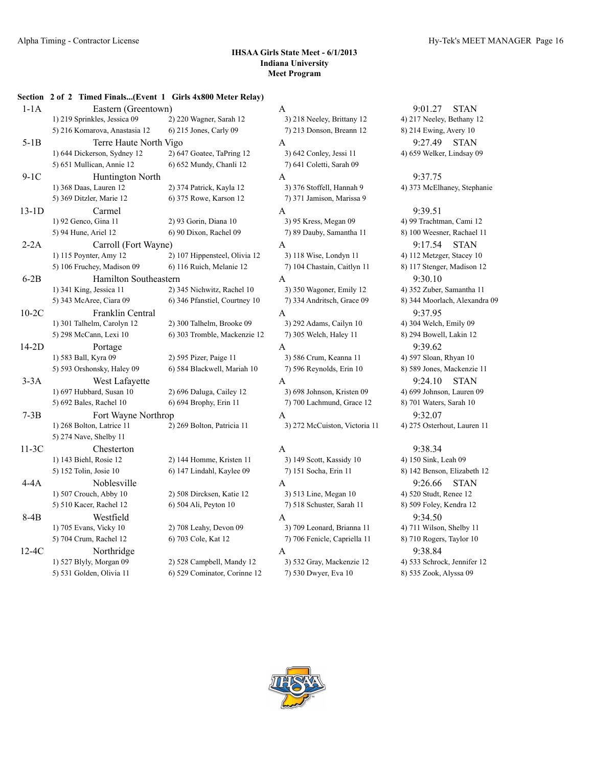### IHSAA Girls State Meet - 6/1/2013
### Indiana University
### Meet Program

**Section 2 of 2 Timed Finals...(Event 1 Girls 4x800 Meter Relay)**

| Lane | Team | Relay | Seed Time | |
|---|---|---|---|---|
| 1-1A | Eastern (Greentown) | A | 9:01.27 | STAN |
| | 1) 219 Sprinkles, Jessica 09 | 2) 220 Wagner, Sarah 12 | 3) 218 Neeley, Brittany 12 | 4) 217 Neeley, Bethany 12 |
| | 5) 216 Komarova, Anastasia 12 | 6) 215 Jones, Carly 09 | 7) 213 Donson, Breann 12 | 8) 214 Ewing, Avery 10 |
| 5-1B | Terre Haute North Vigo | A | 9:27.49 | STAN |
| | 1) 644 Dickerson, Sydney 12 | 2) 647 Goatee, TaPring 12 | 3) 642 Conley, Jessi 11 | 4) 659 Welker, Lindsay 09 |
| | 5) 651 Mullican, Annie 12 | 6) 652 Mundy, Chanli 12 | 7) 641 Coletti, Sarah 09 | |
| 9-1C | Huntington North | A | 9:37.75 | |
| | 1) 368 Daas, Lauren 12 | 2) 374 Patrick, Kayla 12 | 3) 376 Stoffell, Hannah 9 | 4) 373 McElhaney, Stephanie |
| | 5) 369 Ditzler, Marie 12 | 6) 375 Rowe, Karson 12 | 7) 371 Jamison, Marissa 9 | |
| 13-1D | Carmel | A | 9:39.51 | |
| | 1) 92 Genco, Gina 11 | 2) 93 Gorin, Diana 10 | 3) 95 Kress, Megan 09 | 4) 99 Trachtman, Cami 12 |
| | 5) 94 Hune, Ariel 12 | 6) 90 Dixon, Rachel 09 | 7) 89 Dauby, Samantha 11 | 8) 100 Weesner, Rachael 11 |
| 2-2A | Carroll (Fort Wayne) | A | 9:17.54 | STAN |
| | 1) 115 Poynter, Amy 12 | 2) 107 Hippensteel, Olivia 12 | 3) 118 Wise, Londyn 11 | 4) 112 Metzger, Stacey 10 |
| | 5) 106 Fruchey, Madison 09 | 6) 116 Ruich, Melanie 12 | 7) 104 Chastain, Caitlyn 11 | 8) 117 Stenger, Madison 12 |
| 6-2B | Hamilton Southeastern | A | 9:30.10 | |
| | 1) 341 King, Jessica 11 | 2) 345 Nichwitz, Rachel 10 | 3) 350 Wagoner, Emily 12 | 4) 352 Zuber, Samantha 11 |
| | 5) 343 McAree, Ciara 09 | 6) 346 Pfanstiel, Courtney 10 | 7) 334 Andritsch, Grace 09 | 8) 344 Moorlach, Alexandra 09 |
| 10-2C | Franklin Central | A | 9:37.95 | |
| | 1) 301 Talhelm, Carolyn 12 | 2) 300 Talhelm, Brooke 09 | 3) 292 Adams, Cailyn 10 | 4) 304 Welch, Emily 09 |
| | 5) 298 McCann, Lexi 10 | 6) 303 Tromble, Mackenzie 12 | 7) 305 Welch, Haley 11 | 8) 294 Bowell, Lakin 12 |
| 14-2D | Portage | A | 9:39.62 | |
| | 1) 583 Ball, Kyra 09 | 2) 595 Pizer, Paige 11 | 3) 586 Crum, Keanna 11 | 4) 597 Sloan, Rhyan 10 |
| | 5) 593 Orshonsky, Haley 09 | 6) 584 Blackwell, Mariah 10 | 7) 596 Reynolds, Erin 10 | 8) 589 Jones, Mackenzie 11 |
| 3-3A | West Lafayette | A | 9:24.10 | STAN |
| | 1) 697 Hubbard, Susan 10 | 2) 696 Daluga, Cailey 12 | 3) 698 Johnson, Kristen 09 | 4) 699 Johnson, Lauren 09 |
| | 5) 692 Bales, Rachel 10 | 6) 694 Brophy, Erin 11 | 7) 700 Lachmund, Grace 12 | 8) 701 Waters, Sarah 10 |
| 7-3B | Fort Wayne Northrop | A | 9:32.07 | |
| | 1) 268 Bolton, Latrice 11 | 2) 269 Bolton, Patricia 11 | 3) 272 McCuiston, Victoria 11 | 4) 275 Osterhout, Lauren 11 |
| | 5) 274 Nave, Shelby 11 | | | |
| 11-3C | Chesterton | A | 9:38.34 | |
| | 1) 143 Biehl, Rosie 12 | 2) 144 Homme, Kristen 11 | 3) 149 Scott, Kassidy 10 | 4) 150 Sink, Leah 09 |
| | 5) 152 Tolin, Josie 10 | 6) 147 Lindahl, Kaylee 09 | 7) 151 Socha, Erin 11 | 8) 142 Benson, Elizabeth 12 |
| 4-4A | Noblesville | A | 9:26.66 | STAN |
| | 1) 507 Crouch, Abby 10 | 2) 508 Dircksen, Katie 12 | 3) 513 Line, Megan 10 | 4) 520 Studt, Renee 12 |
| | 5) 510 Kacer, Rachel 12 | 6) 504 Ali, Peyton 10 | 7) 518 Schuster, Sarah 11 | 8) 509 Foley, Kendra 12 |
| 8-4B | Westfield | A | 9:34.50 | |
| | 1) 705 Evans, Vicky 10 | 2) 708 Leahy, Devon 09 | 3) 709 Leonard, Brianna 11 | 4) 711 Wilson, Shelby 11 |
| | 5) 704 Crum, Rachel 12 | 6) 703 Cole, Kat 12 | 7) 706 Fenicle, Capriella 11 | 8) 710 Rogers, Taylor 10 |
| 12-4C | Northridge | A | 9:38.84 | |
| | 1) 527 Blyly, Morgan 09 | 2) 528 Campbell, Mandy 12 | 3) 532 Gray, Mackenzie 12 | 4) 533 Schrock, Jennifer 12 |
| | 5) 531 Golden, Olivia 11 | 6) 529 Cominator, Corinne 12 | 7) 530 Dwyer, Eva 10 | 8) 535 Zook, Alyssa 09 |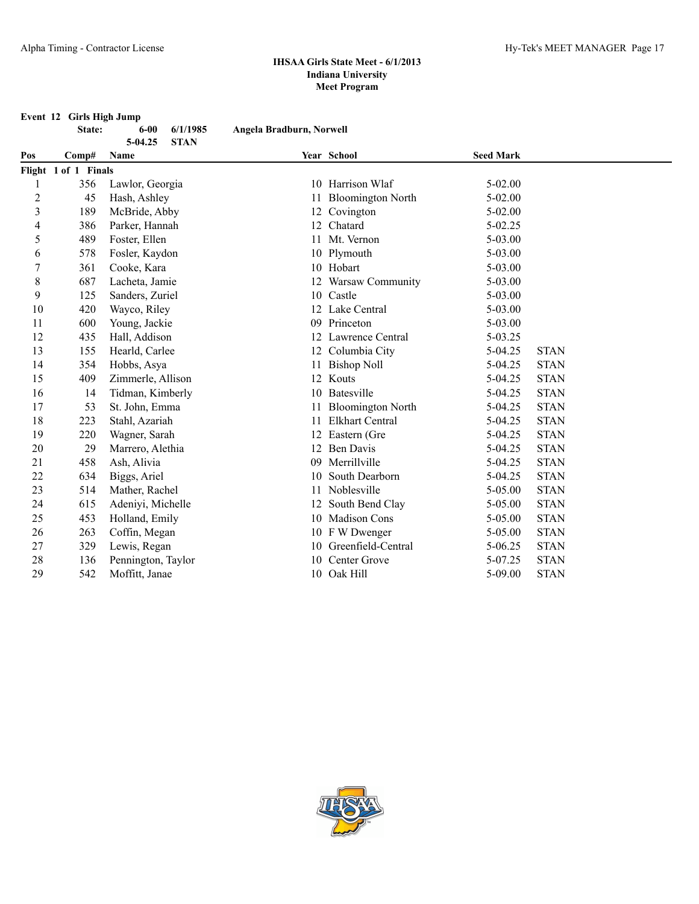# IHSAA Girls State Meet - 6/1/2013
## Indiana University
## Meet Program

**Event 12 Girls High Jump**

| | | | |
|---|---|---|---|
| **State:** | **6-00** | **6/1/1985** | **Angela Bradburn, Norwell** |
| | **5-04.25** | **STAN** | |

| Pos | Comp# | Name | Year | School | Seed Mark | |
|---|---|---|---|---|---|---|
| **Flight 1 of 1 Finals** | | | | | | |
| 1 | 356 | Lawlor, Georgia | 10 | Harrison Wlaf | 5-02.00 | |
| 2 | 45 | Hash, Ashley | 11 | Bloomington North | 5-02.00 | |
| 3 | 189 | McBride, Abby | 12 | Covington | 5-02.00 | |
| 4 | 386 | Parker, Hannah | 12 | Chatard | 5-02.25 | |
| 5 | 489 | Foster, Ellen | 11 | Mt. Vernon | 5-03.00 | |
| 6 | 578 | Fosler, Kaydon | 10 | Plymouth | 5-03.00 | |
| 7 | 361 | Cooke, Kara | 10 | Hobart | 5-03.00 | |
| 8 | 687 | Lacheta, Jamie | 12 | Warsaw Community | 5-03.00 | |
| 9 | 125 | Sanders, Zuriel | 10 | Castle | 5-03.00 | |
| 10 | 420 | Wayco, Riley | 12 | Lake Central | 5-03.00 | |
| 11 | 600 | Young, Jackie | 09 | Princeton | 5-03.00 | |
| 12 | 435 | Hall, Addison | 12 | Lawrence Central | 5-03.25 | |
| 13 | 155 | Hearld, Carlee | 12 | Columbia City | 5-04.25 | STAN |
| 14 | 354 | Hobbs, Asya | 11 | Bishop Noll | 5-04.25 | STAN |
| 15 | 409 | Zimmerle, Allison | 12 | Kouts | 5-04.25 | STAN |
| 16 | 14 | Tidman, Kimberly | 10 | Batesville | 5-04.25 | STAN |
| 17 | 53 | St. John, Emma | 11 | Bloomington North | 5-04.25 | STAN |
| 18 | 223 | Stahl, Azariah | 11 | Elkhart Central | 5-04.25 | STAN |
| 19 | 220 | Wagner, Sarah | 12 | Eastern (Gre | 5-04.25 | STAN |
| 20 | 29 | Marrero, Alethia | 12 | Ben Davis | 5-04.25 | STAN |
| 21 | 458 | Ash, Alivia | 09 | Merrillville | 5-04.25 | STAN |
| 22 | 634 | Biggs, Ariel | 10 | South Dearborn | 5-04.25 | STAN |
| 23 | 514 | Mather, Rachel | 11 | Noblesville | 5-05.00 | STAN |
| 24 | 615 | Adeniyi, Michelle | 12 | South Bend Clay | 5-05.00 | STAN |
| 25 | 453 | Holland, Emily | 10 | Madison Cons | 5-05.00 | STAN |
| 26 | 263 | Coffin, Megan | 10 | F W Dwenger | 5-05.00 | STAN |
| 27 | 329 | Lewis, Regan | 10 | Greenfield-Central | 5-06.25 | STAN |
| 28 | 136 | Pennington, Taylor | 10 | Center Grove | 5-07.25 | STAN |
| 29 | 542 | Moffitt, Janae | 10 | Oak Hill | 5-09.00 | STAN |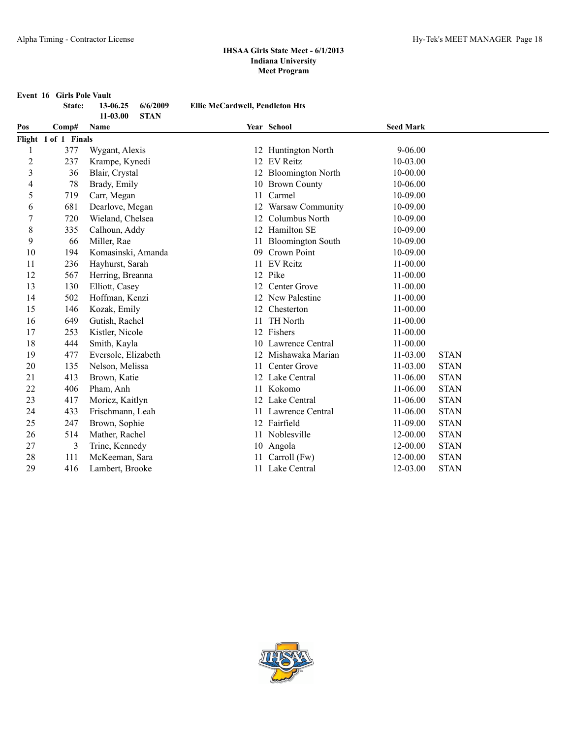**IHSAA Girls State Meet - 6/1/2013**
**Indiana University**
**Meet Program**

**Event 16 Girls Pole Vault**

| | | | |
|---|---|---|---|
| **State:** | **13-06.25** | **6/6/2009** | **Ellie McCardwell, Pendleton Hts** |
| | **11-03.00** | **STAN** | |

| Pos | Comp# | Name | Year | School | Seed Mark | |
|---|---|---|---|---|---|---|
| **Flight 1 of 1 Finals** | | | | | | |
| 1 | 377 | Wygant, Alexis | 12 | Huntington North | 9-06.00 | |
| 2 | 237 | Krampe, Kynedi | 12 | EV Reitz | 10-03.00 | |
| 3 | 36 | Blair, Crystal | 12 | Bloomington North | 10-00.00 | |
| 4 | 78 | Brady, Emily | 10 | Brown County | 10-06.00 | |
| 5 | 719 | Carr, Megan | 11 | Carmel | 10-09.00 | |
| 6 | 681 | Dearlove, Megan | 12 | Warsaw Community | 10-09.00 | |
| 7 | 720 | Wieland, Chelsea | 12 | Columbus North | 10-09.00 | |
| 8 | 335 | Calhoun, Addy | 12 | Hamilton SE | 10-09.00 | |
| 9 | 66 | Miller, Rae | 11 | Bloomington South | 10-09.00 | |
| 10 | 194 | Komasinski, Amanda | 09 | Crown Point | 10-09.00 | |
| 11 | 236 | Hayhurst, Sarah | 11 | EV Reitz | 11-00.00 | |
| 12 | 567 | Herring, Breanna | 12 | Pike | 11-00.00 | |
| 13 | 130 | Elliott, Casey | 12 | Center Grove | 11-00.00 | |
| 14 | 502 | Hoffman, Kenzi | 12 | New Palestine | 11-00.00 | |
| 15 | 146 | Kozak, Emily | 12 | Chesterton | 11-00.00 | |
| 16 | 649 | Gutish, Rachel | 11 | TH North | 11-00.00 | |
| 17 | 253 | Kistler, Nicole | 12 | Fishers | 11-00.00 | |
| 18 | 444 | Smith, Kayla | 10 | Lawrence Central | 11-00.00 | |
| 19 | 477 | Eversole, Elizabeth | 12 | Mishawaka Marian | 11-03.00 | STAN |
| 20 | 135 | Nelson, Melissa | 11 | Center Grove | 11-03.00 | STAN |
| 21 | 413 | Brown, Katie | 12 | Lake Central | 11-06.00 | STAN |
| 22 | 406 | Pham, Anh | 11 | Kokomo | 11-06.00 | STAN |
| 23 | 417 | Moricz, Kaitlyn | 12 | Lake Central | 11-06.00 | STAN |
| 24 | 433 | Frischmann, Leah | 11 | Lawrence Central | 11-06.00 | STAN |
| 25 | 247 | Brown, Sophie | 12 | Fairfield | 11-09.00 | STAN |
| 26 | 514 | Mather, Rachel | 11 | Noblesville | 12-00.00 | STAN |
| 27 | 3 | Trine, Kennedy | 10 | Angola | 12-00.00 | STAN |
| 28 | 111 | McKeeman, Sara | 11 | Carroll (Fw) | 12-00.00 | STAN |
| 29 | 416 | Lambert, Brooke | 11 | Lake Central | 12-03.00 | STAN |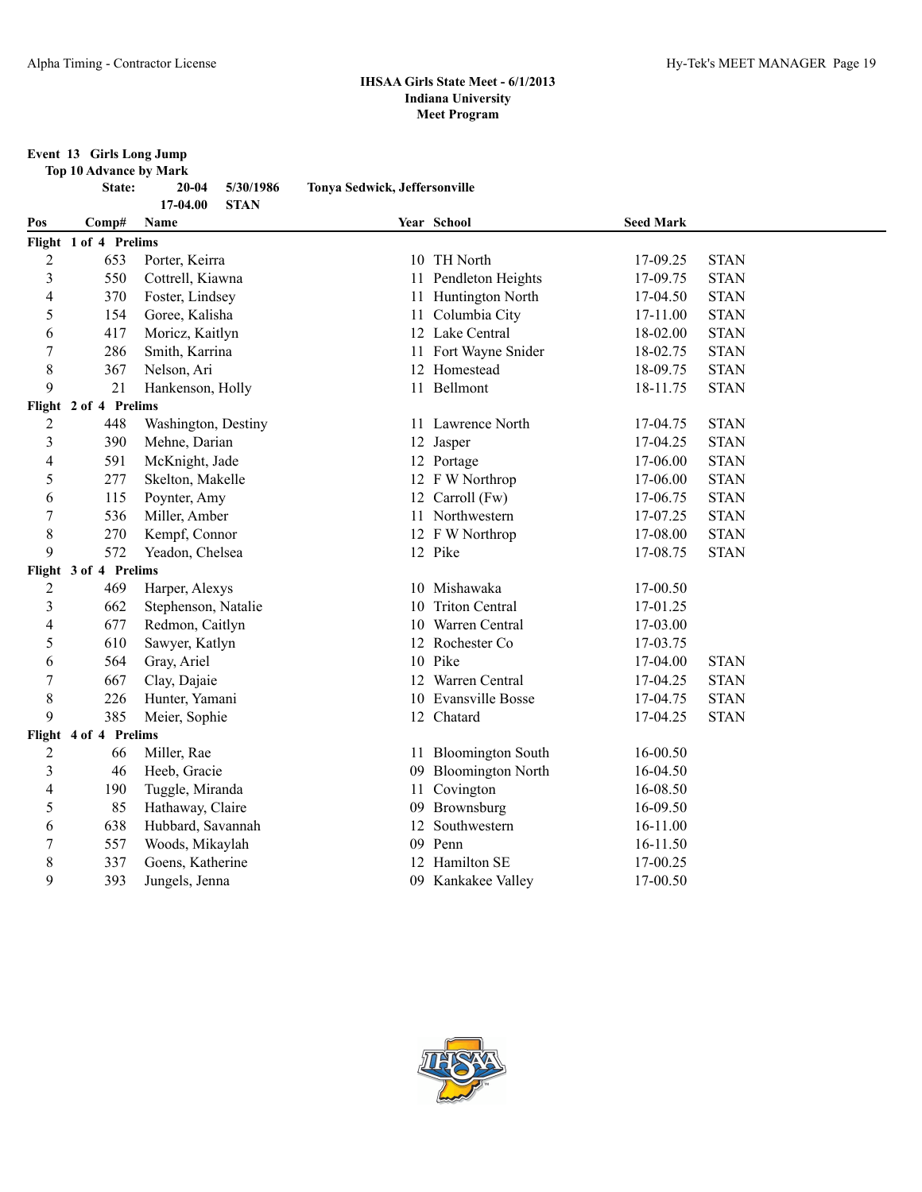## IHSAA Girls State Meet - 6/1/2013
### Indiana University
### Meet Program

**Event 13 Girls Long Jump**

**Top 10 Advance by Mark**

**State: 20-04 5/30/1986 Tonya Sedwick, Jeffersonville**

**17-04.00 STAN**

| Pos | Comp# | Name | Year | School | Seed Mark | |
|---|---|---|---|---|---|---|
| **Flight 1 of 4 Prelims** | | | | | | |
| 2 | 653 | Porter, Keirra | 10 | TH North | 17-09.25 | STAN |
| 3 | 550 | Cottrell, Kiawna | 11 | Pendleton Heights | 17-09.75 | STAN |
| 4 | 370 | Foster, Lindsey | 11 | Huntington North | 17-04.50 | STAN |
| 5 | 154 | Goree, Kalisha | 11 | Columbia City | 17-11.00 | STAN |
| 6 | 417 | Moricz, Kaitlyn | 12 | Lake Central | 18-02.00 | STAN |
| 7 | 286 | Smith, Karrina | 11 | Fort Wayne Snider | 18-02.75 | STAN |
| 8 | 367 | Nelson, Ari | 12 | Homestead | 18-09.75 | STAN |
| 9 | 21 | Hankenson, Holly | 11 | Bellmont | 18-11.75 | STAN |
| **Flight 2 of 4 Prelims** | | | | | | |
| 2 | 448 | Washington, Destiny | 11 | Lawrence North | 17-04.75 | STAN |
| 3 | 390 | Mehne, Darian | 12 | Jasper | 17-04.25 | STAN |
| 4 | 591 | McKnight, Jade | 12 | Portage | 17-06.00 | STAN |
| 5 | 277 | Skelton, Makelle | 12 | F W Northrop | 17-06.00 | STAN |
| 6 | 115 | Poynter, Amy | 12 | Carroll (Fw) | 17-06.75 | STAN |
| 7 | 536 | Miller, Amber | 11 | Northwestern | 17-07.25 | STAN |
| 8 | 270 | Kempf, Connor | 12 | F W Northrop | 17-08.00 | STAN |
| 9 | 572 | Yeadon, Chelsea | 12 | Pike | 17-08.75 | STAN |
| **Flight 3 of 4 Prelims** | | | | | | |
| 2 | 469 | Harper, Alexys | 10 | Mishawaka | 17-00.50 | |
| 3 | 662 | Stephenson, Natalie | 10 | Triton Central | 17-01.25 | |
| 4 | 677 | Redmon, Caitlyn | 10 | Warren Central | 17-03.00 | |
| 5 | 610 | Sawyer, Katlyn | 12 | Rochester Co | 17-03.75 | |
| 6 | 564 | Gray, Ariel | 10 | Pike | 17-04.00 | STAN |
| 7 | 667 | Clay, Dajaie | 12 | Warren Central | 17-04.25 | STAN |
| 8 | 226 | Hunter, Yamani | 10 | Evansville Bosse | 17-04.75 | STAN |
| 9 | 385 | Meier, Sophie | 12 | Chatard | 17-04.25 | STAN |
| **Flight 4 of 4 Prelims** | | | | | | |
| 2 | 66 | Miller, Rae | 11 | Bloomington South | 16-00.50 | |
| 3 | 46 | Heeb, Gracie | 09 | Bloomington North | 16-04.50 | |
| 4 | 190 | Tuggle, Miranda | 11 | Covington | 16-08.50 | |
| 5 | 85 | Hathaway, Claire | 09 | Brownsburg | 16-09.50 | |
| 6 | 638 | Hubbard, Savannah | 12 | Southwestern | 16-11.00 | |
| 7 | 557 | Woods, Mikaylah | 09 | Penn | 16-11.50 | |
| 8 | 337 | Goens, Katherine | 12 | Hamilton SE | 17-00.25 | |
| 9 | 393 | Jungels, Jenna | 09 | Kankakee Valley | 17-00.50 | |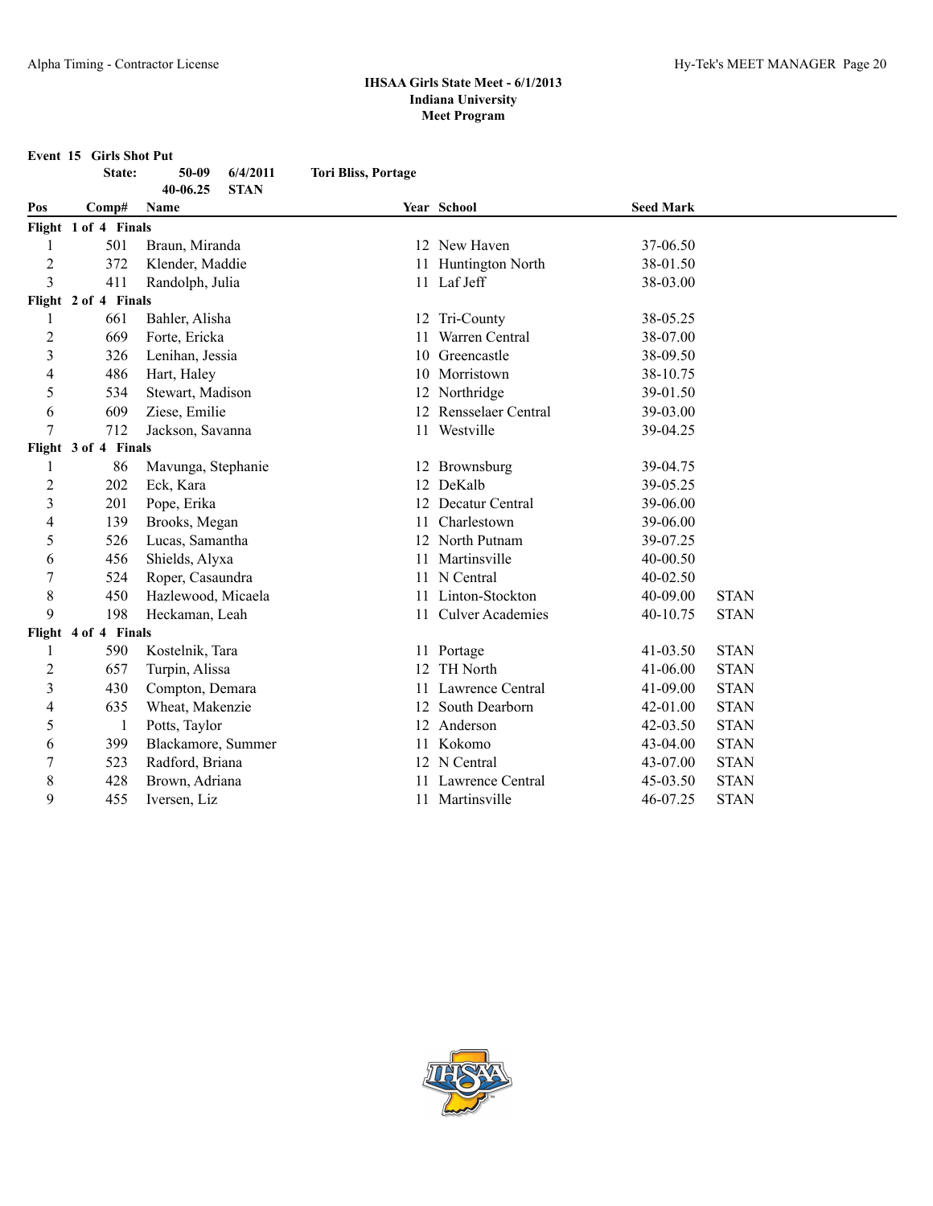**IHSAA Girls State Meet - 6/1/2013**
**Indiana University**
**Meet Program**

**Event 15 Girls Shot Put**

| | | | |
|---|---|---|---|
| **State:** | **50-09** | **6/4/2011** | **Tori Bliss, Portage** |
| | **40-06.25** | **STAN** | |

| Pos | Comp# | Name | Year | School | Seed Mark | |
|---|---|---|---|---|---|---|
| **Flight 1 of 4 Finals** | | | | | | |
| 1 | 501 | Braun, Miranda | 12 | New Haven | 37-06.50 | |
| 2 | 372 | Klender, Maddie | 11 | Huntington North | 38-01.50 | |
| 3 | 411 | Randolph, Julia | 11 | Laf Jeff | 38-03.00 | |
| **Flight 2 of 4 Finals** | | | | | | |
| 1 | 661 | Bahler, Alisha | 12 | Tri-County | 38-05.25 | |
| 2 | 669 | Forte, Ericka | 11 | Warren Central | 38-07.00 | |
| 3 | 326 | Lenihan, Jessia | 10 | Greencastle | 38-09.50 | |
| 4 | 486 | Hart, Haley | 10 | Morristown | 38-10.75 | |
| 5 | 534 | Stewart, Madison | 12 | Northridge | 39-01.50 | |
| 6 | 609 | Ziese, Emilie | 12 | Rensselaer Central | 39-03.00 | |
| 7 | 712 | Jackson, Savanna | 11 | Westville | 39-04.25 | |
| **Flight 3 of 4 Finals** | | | | | | |
| 1 | 86 | Mavunga, Stephanie | 12 | Brownsburg | 39-04.75 | |
| 2 | 202 | Eck, Kara | 12 | DeKalb | 39-05.25 | |
| 3 | 201 | Pope, Erika | 12 | Decatur Central | 39-06.00 | |
| 4 | 139 | Brooks, Megan | 11 | Charlestown | 39-06.00 | |
| 5 | 526 | Lucas, Samantha | 12 | North Putnam | 39-07.25 | |
| 6 | 456 | Shields, Alyxa | 11 | Martinsville | 40-00.50 | |
| 7 | 524 | Roper, Casaundra | 11 | N Central | 40-02.50 | |
| 8 | 450 | Hazlewood, Micaela | 11 | Linton-Stockton | 40-09.00 | STAN |
| 9 | 198 | Heckaman, Leah | 11 | Culver Academies | 40-10.75 | STAN |
| **Flight 4 of 4 Finals** | | | | | | |
| 1 | 590 | Kostelnik, Tara | 11 | Portage | 41-03.50 | STAN |
| 2 | 657 | Turpin, Alissa | 12 | TH North | 41-06.00 | STAN |
| 3 | 430 | Compton, Demara | 11 | Lawrence Central | 41-09.00 | STAN |
| 4 | 635 | Wheat, Makenzie | 12 | South Dearborn | 42-01.00 | STAN |
| 5 | 1 | Potts, Taylor | 12 | Anderson | 42-03.50 | STAN |
| 6 | 399 | Blackamore, Summer | 11 | Kokomo | 43-04.00 | STAN |
| 7 | 523 | Radford, Briana | 12 | N Central | 43-07.00 | STAN |
| 8 | 428 | Brown, Adriana | 11 | Lawrence Central | 45-03.50 | STAN |
| 9 | 455 | Iversen, Liz | 11 | Martinsville | 46-07.25 | STAN |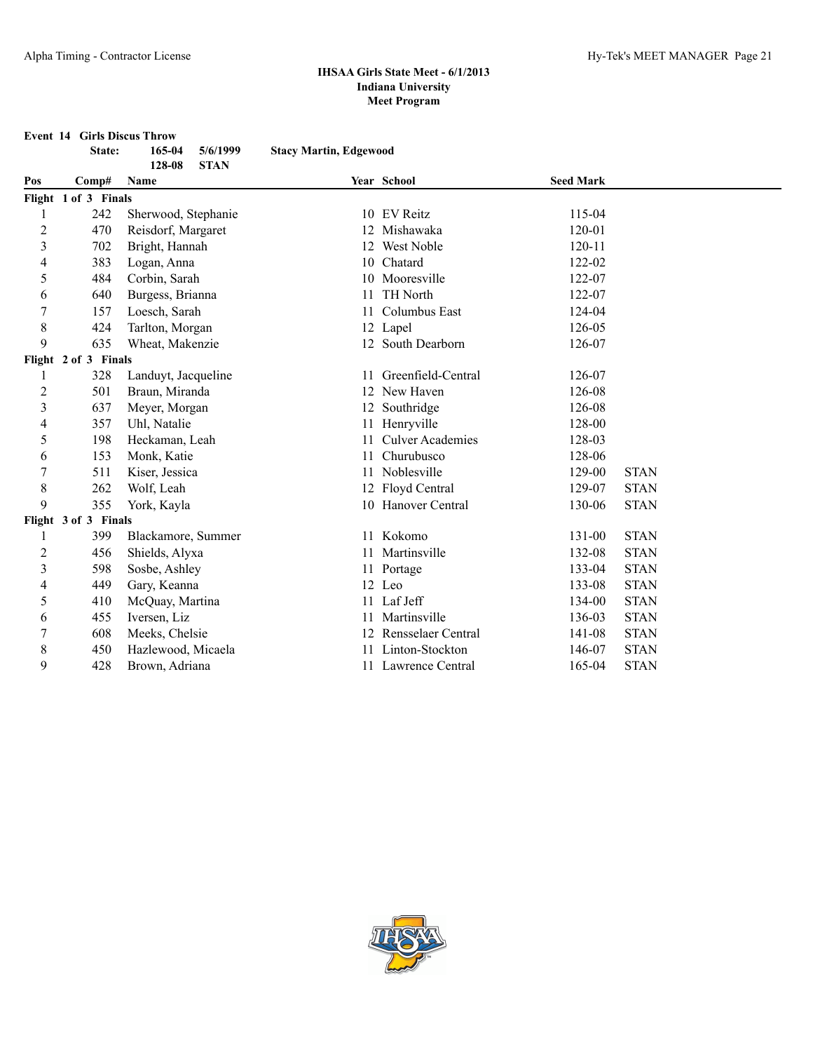# IHSAA Girls State Meet - 6/1/2013
## Indiana University
## Meet Program

**Event 14 Girls Discus Throw**

| | | | | |
|---|---|---|---|---|
| **State:** | **165-04** | **5/6/1999** | **Stacy Martin, Edgewood** | |
| | **128-08** | **STAN** | | |

| Pos | Comp# | Name | Year | School | Seed Mark | |
|---|---|---|---|---|---|---|
| **Flight 1 of 3 Finals** | | | | | | |
| 1 | 242 | Sherwood, Stephanie | 10 | EV Reitz | 115-04 | |
| 2 | 470 | Reisdorf, Margaret | 12 | Mishawaka | 120-01 | |
| 3 | 702 | Bright, Hannah | 12 | West Noble | 120-11 | |
| 4 | 383 | Logan, Anna | 10 | Chatard | 122-02 | |
| 5 | 484 | Corbin, Sarah | 10 | Mooresville | 122-07 | |
| 6 | 640 | Burgess, Brianna | 11 | TH North | 122-07 | |
| 7 | 157 | Loesch, Sarah | 11 | Columbus East | 124-04 | |
| 8 | 424 | Tarlton, Morgan | 12 | Lapel | 126-05 | |
| 9 | 635 | Wheat, Makenzie | 12 | South Dearborn | 126-07 | |
| **Flight 2 of 3 Finals** | | | | | | |
| 1 | 328 | Landuyt, Jacqueline | 11 | Greenfield-Central | 126-07 | |
| 2 | 501 | Braun, Miranda | 12 | New Haven | 126-08 | |
| 3 | 637 | Meyer, Morgan | 12 | Southridge | 126-08 | |
| 4 | 357 | Uhl, Natalie | 11 | Henryville | 128-00 | |
| 5 | 198 | Heckaman, Leah | 11 | Culver Academies | 128-03 | |
| 6 | 153 | Monk, Katie | 11 | Churubusco | 128-06 | |
| 7 | 511 | Kiser, Jessica | 11 | Noblesville | 129-00 | STAN |
| 8 | 262 | Wolf, Leah | 12 | Floyd Central | 129-07 | STAN |
| 9 | 355 | York, Kayla | 10 | Hanover Central | 130-06 | STAN |
| **Flight 3 of 3 Finals** | | | | | | |
| 1 | 399 | Blackamore, Summer | 11 | Kokomo | 131-00 | STAN |
| 2 | 456 | Shields, Alyxa | 11 | Martinsville | 132-08 | STAN |
| 3 | 598 | Sosbe, Ashley | 11 | Portage | 133-04 | STAN |
| 4 | 449 | Gary, Keanna | 12 | Leo | 133-08 | STAN |
| 5 | 410 | McQuay, Martina | 11 | Laf Jeff | 134-00 | STAN |
| 6 | 455 | Iversen, Liz | 11 | Martinsville | 136-03 | STAN |
| 7 | 608 | Meeks, Chelsie | 12 | Rensselaer Central | 141-08 | STAN |
| 8 | 450 | Hazlewood, Micaela | 11 | Linton-Stockton | 146-07 | STAN |
| 9 | 428 | Brown, Adriana | 11 | Lawrence Central | 165-04 | STAN |